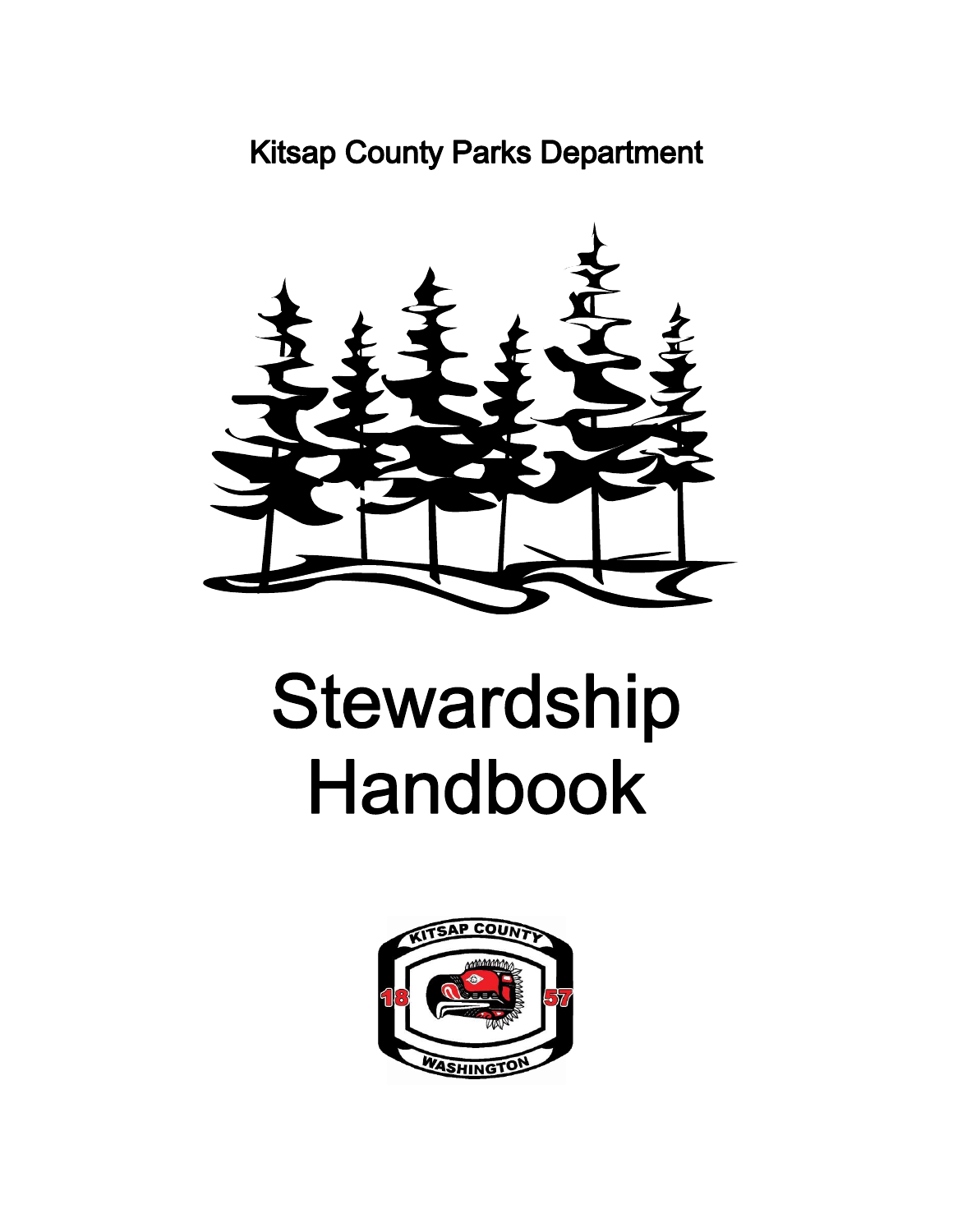Kitsap County Parks Department

# Stewardship Handbook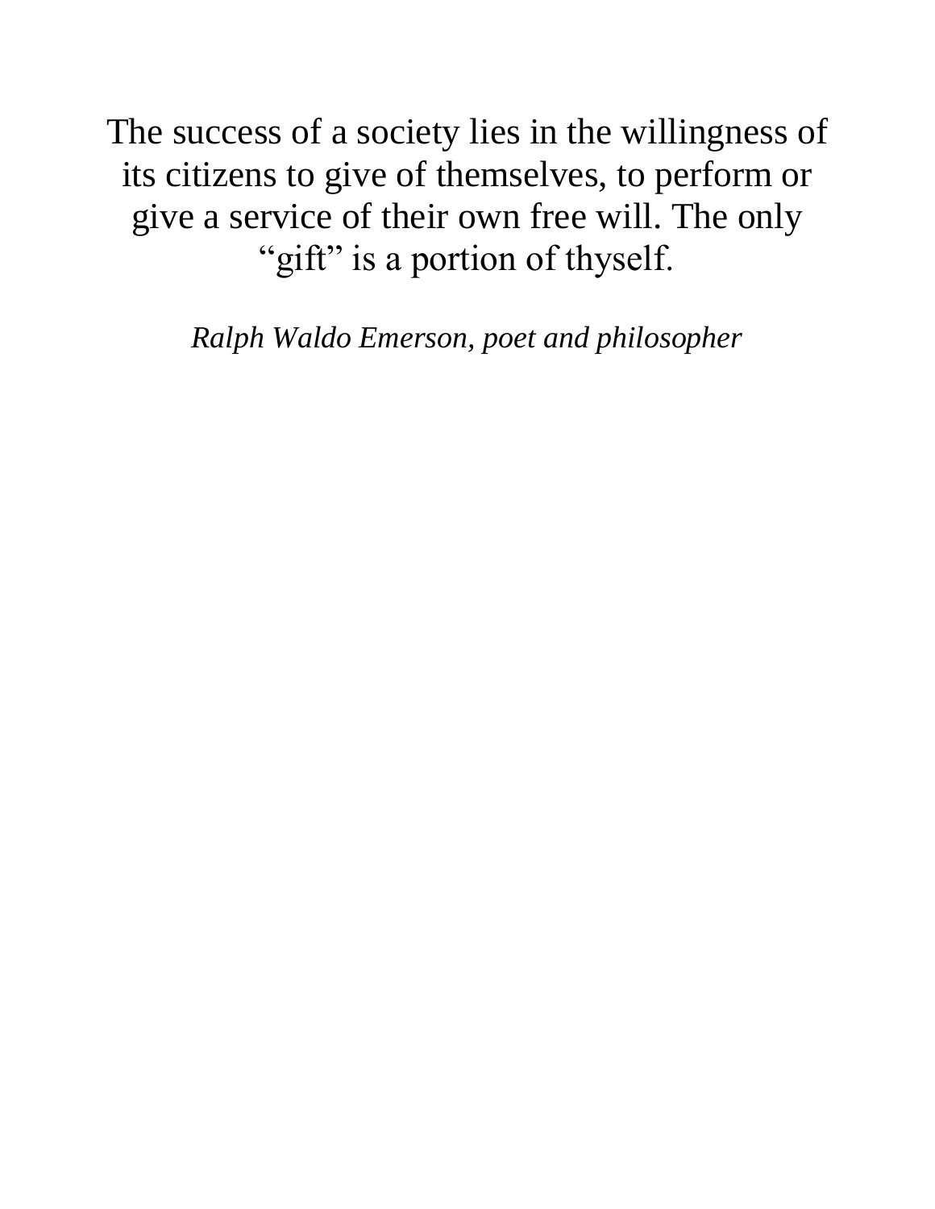The success of a society lies in the willingness of its citizens to give of themselves, to perform or give a service of their own free will. The only “gift” is a portion of thyself.

*Ralph Waldo Emerson, poet and philosopher*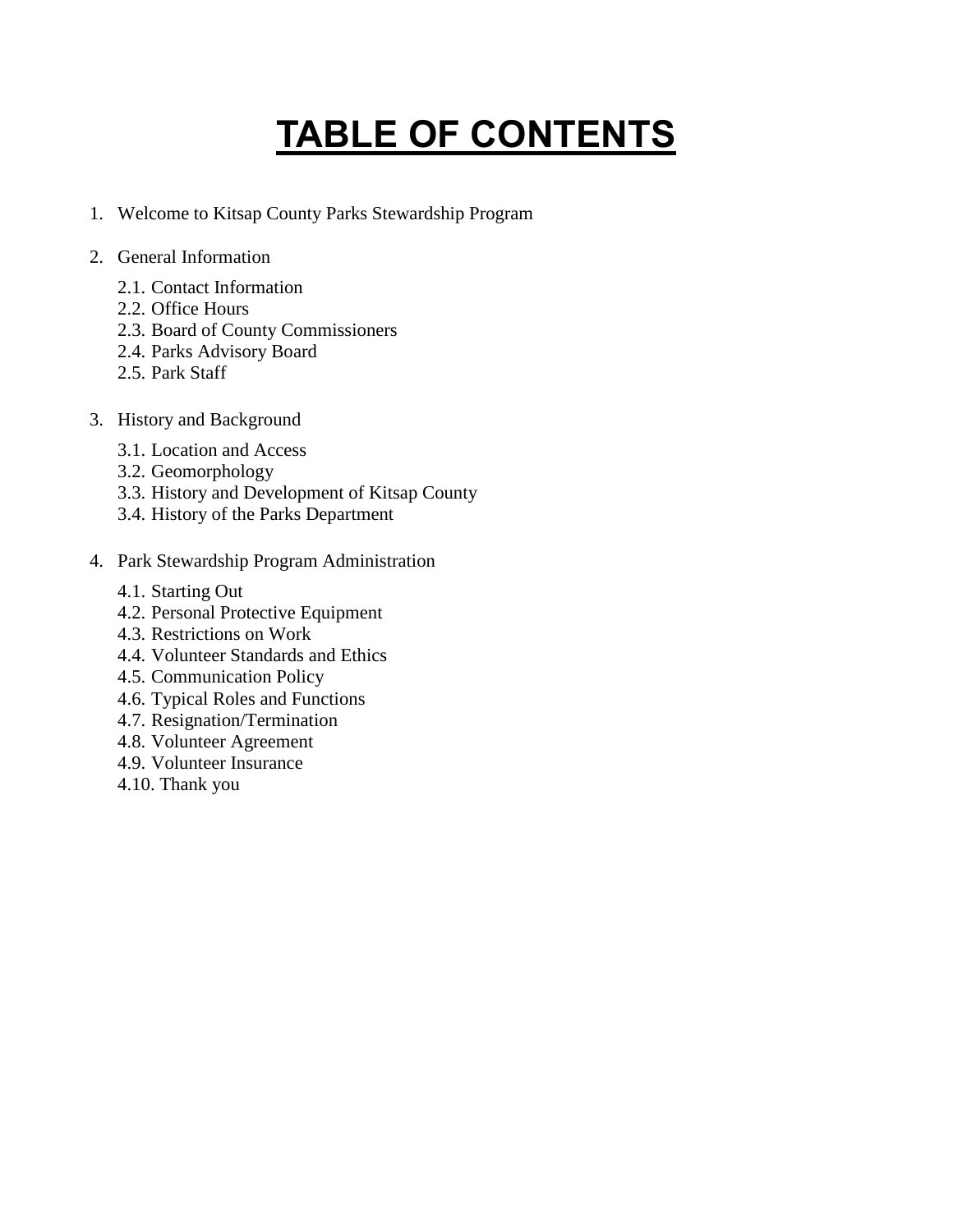# TABLE OF CONTENTS

1. Welcome to Kitsap County Parks Stewardship Program

2. General Information
   - 2.1. Contact Information
   - 2.2. Office Hours
   - 2.3. Board of County Commissioners
   - 2.4. Parks Advisory Board
   - 2.5. Park Staff

3. History and Background
   - 3.1. Location and Access
   - 3.2. Geomorphology
   - 3.3. History and Development of Kitsap County
   - 3.4. History of the Parks Department

4. Park Stewardship Program Administration
   - 4.1. Starting Out
   - 4.2. Personal Protective Equipment
   - 4.3. Restrictions on Work
   - 4.4. Volunteer Standards and Ethics
   - 4.5. Communication Policy
   - 4.6. Typical Roles and Functions
   - 4.7. Resignation/Termination
   - 4.8. Volunteer Agreement
   - 4.9. Volunteer Insurance
   - 4.10. Thank you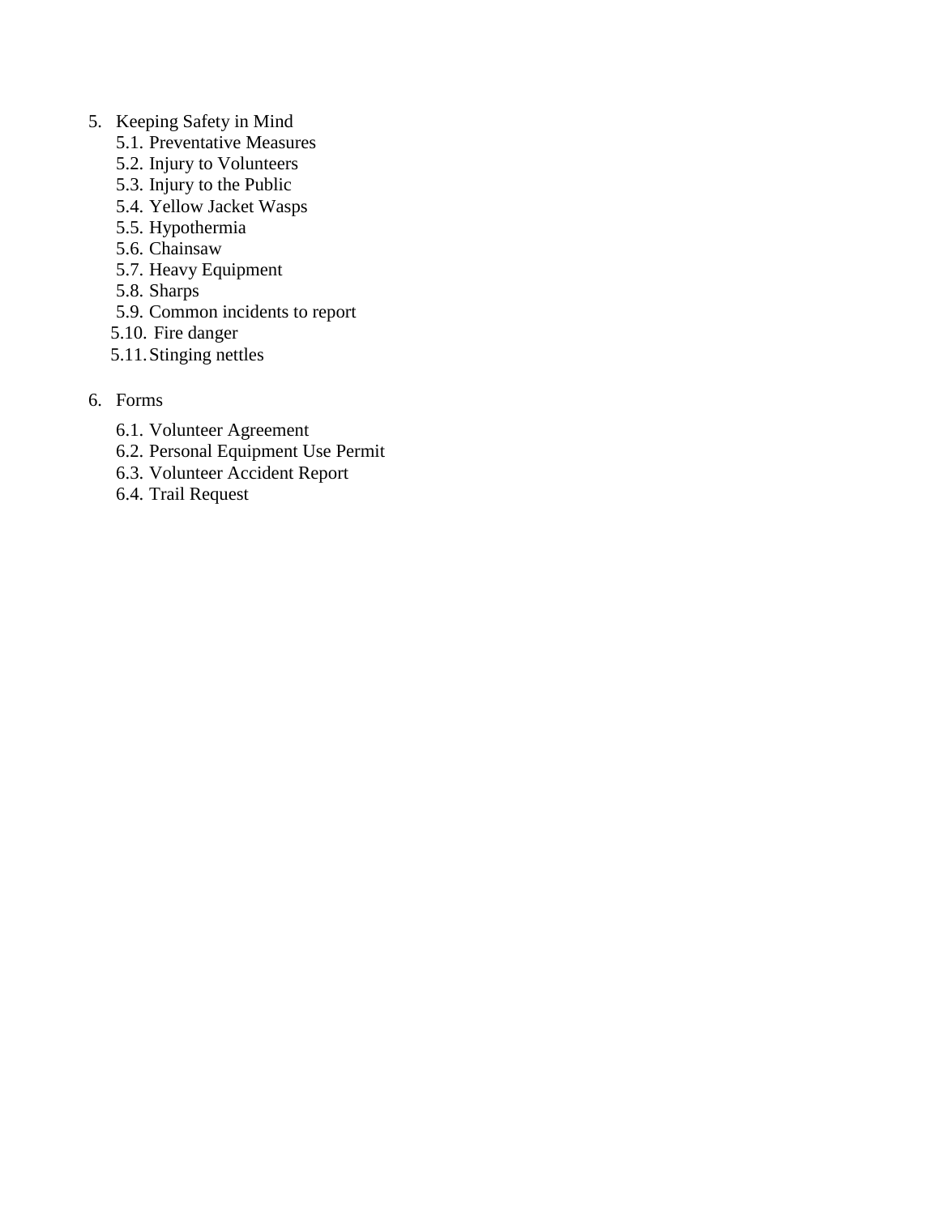5. Keeping Safety in Mind
    - 5.1. Preventative Measures
    - 5.2. Injury to Volunteers
    - 5.3. Injury to the Public
    - 5.4. Yellow Jacket Wasps
    - 5.5. Hypothermia
    - 5.6. Chainsaw
    - 5.7. Heavy Equipment
    - 5.8. Sharps
    - 5.9. Common incidents to report
    - 5.10. Fire danger
    - 5.11. Stinging nettles

6. Forms
    - 6.1. Volunteer Agreement
    - 6.2. Personal Equipment Use Permit
    - 6.3. Volunteer Accident Report
    - 6.4. Trail Request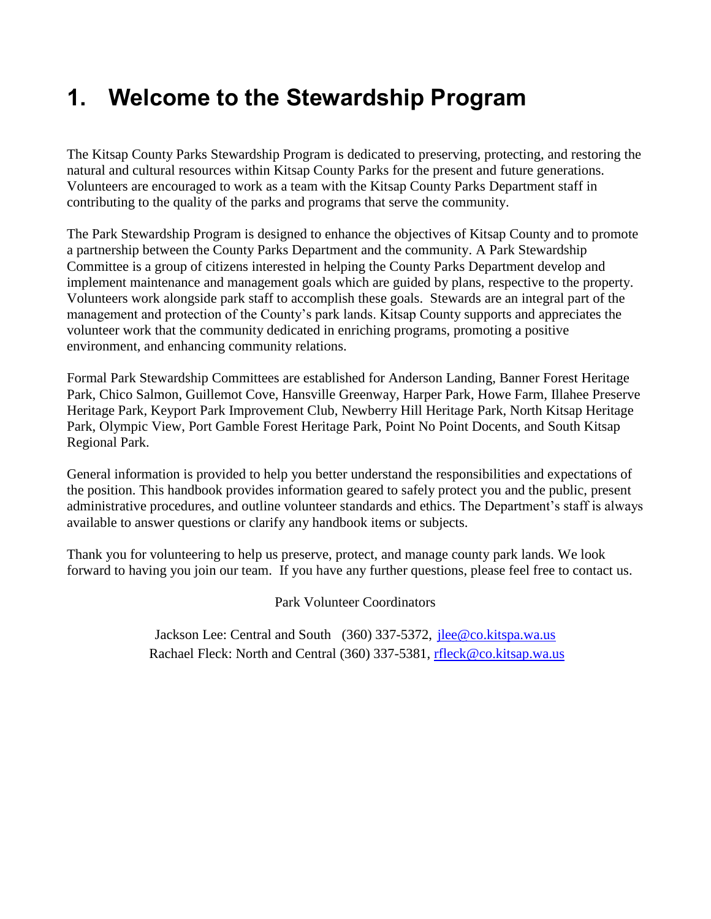# 1. Welcome to the Stewardship Program

The Kitsap County Parks Stewardship Program is dedicated to preserving, protecting, and restoring the natural and cultural resources within Kitsap County Parks for the present and future generations. Volunteers are encouraged to work as a team with the Kitsap County Parks Department staff in contributing to the quality of the parks and programs that serve the community.

The Park Stewardship Program is designed to enhance the objectives of Kitsap County and to promote a partnership between the County Parks Department and the community. A Park Stewardship Committee is a group of citizens interested in helping the County Parks Department develop and implement maintenance and management goals which are guided by plans, respective to the property. Volunteers work alongside park staff to accomplish these goals. Stewards are an integral part of the management and protection of the County's park lands. Kitsap County supports and appreciates the volunteer work that the community dedicated in enriching programs, promoting a positive environment, and enhancing community relations.

Formal Park Stewardship Committees are established for Anderson Landing, Banner Forest Heritage Park, Chico Salmon, Guillemot Cove, Hansville Greenway, Harper Park, Howe Farm, Illahee Preserve Heritage Park, Keyport Park Improvement Club, Newberry Hill Heritage Park, North Kitsap Heritage Park, Olympic View, Port Gamble Forest Heritage Park, Point No Point Docents, and South Kitsap Regional Park.

General information is provided to help you better understand the responsibilities and expectations of the position. This handbook provides information geared to safely protect you and the public, present administrative procedures, and outline volunteer standards and ethics. The Department's staff is always available to answer questions or clarify any handbook items or subjects.

Thank you for volunteering to help us preserve, protect, and manage county park lands. We look forward to having you join our team. If you have any further questions, please feel free to contact us.

Park Volunteer Coordinators

Jackson Lee: Central and South (360) 337-5372, jlee@co.kitspa.wa.us
Rachael Fleck: North and Central (360) 337-5381, rfleck@co.kitsap.wa.us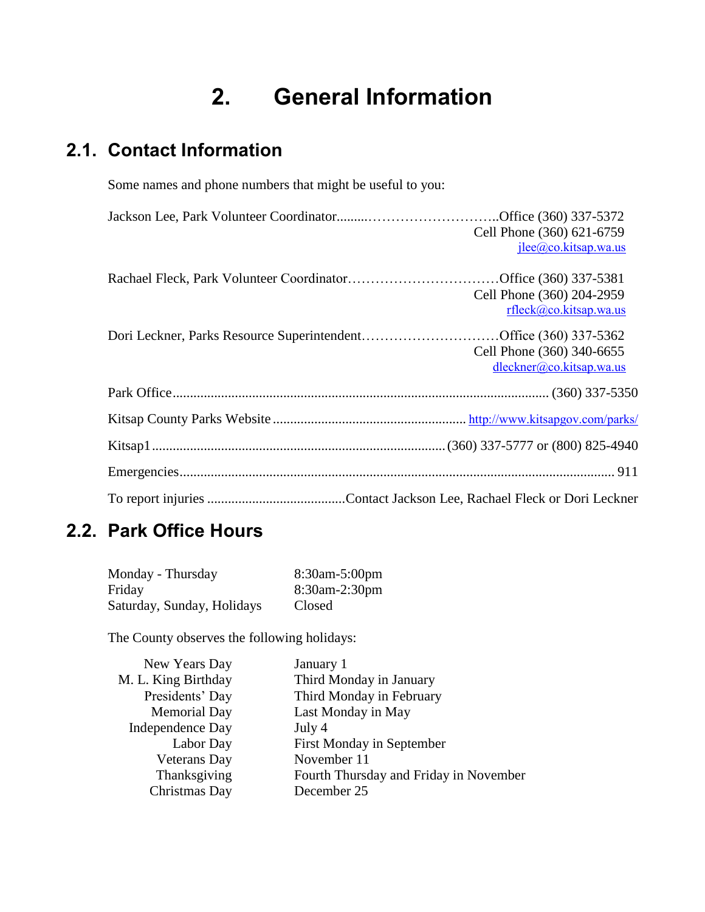# 2. General Information

## 2.1. Contact Information

Some names and phone numbers that might be useful to you:

Jackson Lee, Park Volunteer Coordinator..........................................Office (360) 337-5372
Cell Phone (360) 621-6759
jlee@co.kitsap.wa.us

Rachael Fleck, Park Volunteer Coordinator................................Office (360) 337-5381
Cell Phone (360) 204-2959
rfleck@co.kitsap.wa.us

Dori Leckner, Parks Resource Superintendent.............................Office (360) 337-5362
Cell Phone (360) 340-6655
dleckner@co.kitsap.wa.us

Park Office............................................................................................................ (360) 337-5350

Kitsap County Parks Website ........................................................ http://www.kitsapgov.com/parks/

Kitsap1.................................................................................... (360) 337-5777 or (800) 825-4940

Emergencies............................................................................................................................ 911

To report injuries ........................................Contact Jackson Lee, Rachael Fleck or Dori Leckner

## 2.2. Park Office Hours

| | |
|---|---|
| Monday - Thursday | 8:30am-5:00pm |
| Friday | 8:30am-2:30pm |
| Saturday, Sunday, Holidays | Closed |

The County observes the following holidays:

| | |
|---|---|
| New Years Day | January 1 |
| M. L. King Birthday | Third Monday in January |
| Presidents' Day | Third Monday in February |
| Memorial Day | Last Monday in May |
| Independence Day | July 4 |
| Labor Day | First Monday in September |
| Veterans Day | November 11 |
| Thanksgiving | Fourth Thursday and Friday in November |
| Christmas Day | December 25 |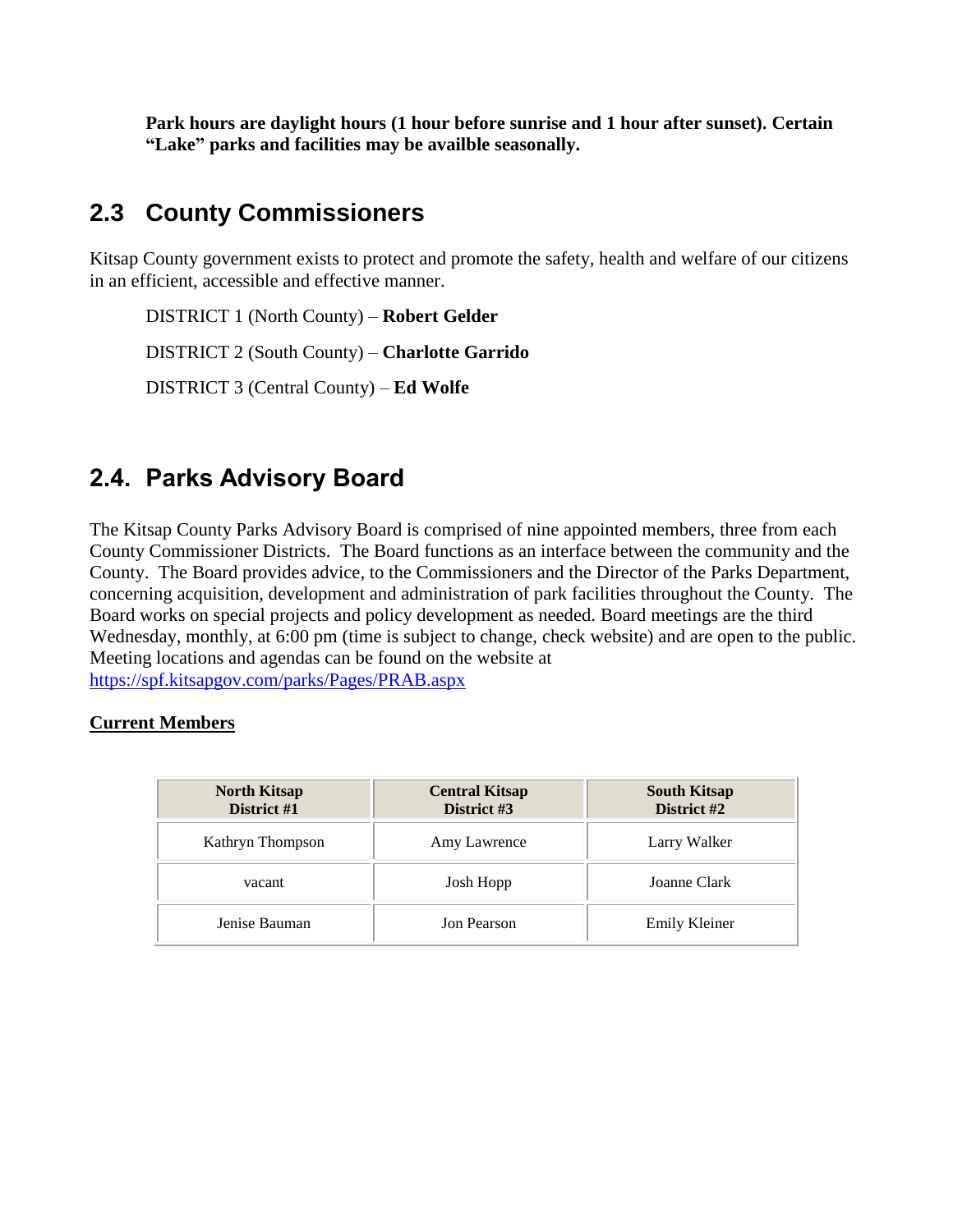**Park hours are daylight hours (1 hour before sunrise and 1 hour after sunset). Certain “Lake” parks and facilities may be availble seasonally.**

## 2.3 County Commissioners

Kitsap County government exists to protect and promote the safety, health and welfare of our citizens in an efficient, accessible and effective manner.

DISTRICT 1 (North County) – **Robert Gelder**

DISTRICT 2 (South County) – **Charlotte Garrido**

DISTRICT 3 (Central County) – **Ed Wolfe**

## 2.4. Parks Advisory Board

The Kitsap County Parks Advisory Board is comprised of nine appointed members, three from each County Commissioner Districts. The Board functions as an interface between the community and the County. The Board provides advice, to the Commissioners and the Director of the Parks Department, concerning acquisition, development and administration of park facilities throughout the County. The Board works on special projects and policy development as needed. Board meetings are the third Wednesday, monthly, at 6:00 pm (time is subject to change, check website) and are open to the public. Meeting locations and agendas can be found on the website at https://spf.kitsapgov.com/parks/Pages/PRAB.aspx

**Current Members**

| North Kitsap District #1 | Central Kitsap District #3 | South Kitsap District #2 |
|---|---|---|
| Kathryn Thompson | Amy Lawrence | Larry Walker |
| vacant | Josh Hopp | Joanne Clark |
| Jenise Bauman | Jon Pearson | Emily Kleiner |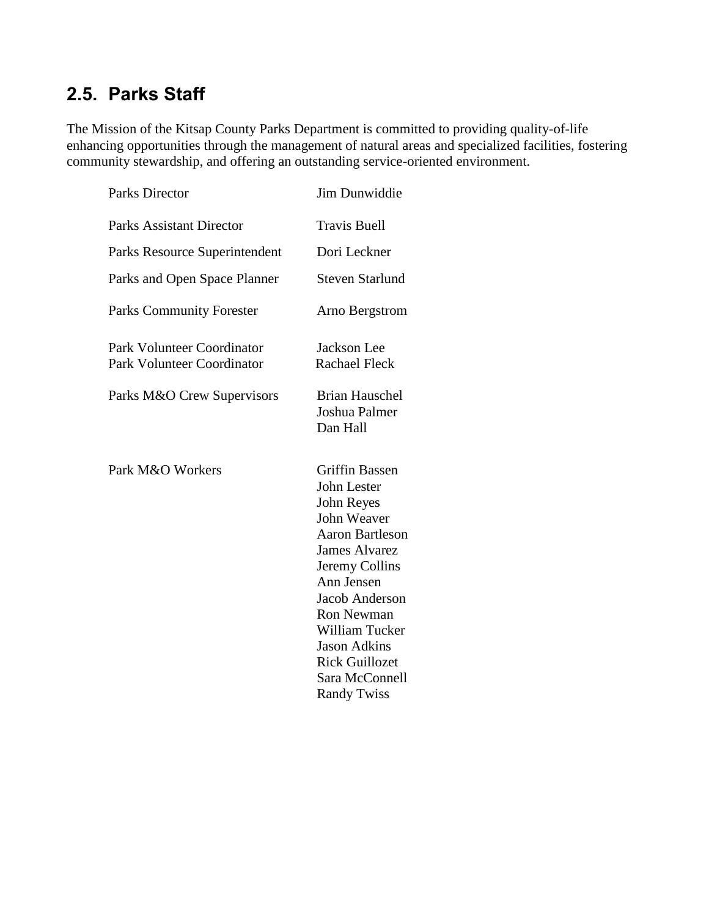## 2.5. Parks Staff

The Mission of the Kitsap County Parks Department is committed to providing quality-of-life enhancing opportunities through the management of natural areas and specialized facilities, fostering community stewardship, and offering an outstanding service-oriented environment.

| | |
|---|---|
| Parks Director | Jim Dunwiddie |
| Parks Assistant Director | Travis Buell |
| Parks Resource Superintendent | Dori Leckner |
| Parks and Open Space Planner | Steven Starlund |
| Parks Community Forester | Arno Bergstrom |
| Park Volunteer Coordinator | Jackson Lee |
| Park Volunteer Coordinator | Rachael Fleck |
| Parks M&O Crew Supervisors | Brian Hauschel<br>Joshua Palmer<br>Dan Hall |
| Park M&O Workers | Griffin Bassen<br>John Lester<br>John Reyes<br>John Weaver<br>Aaron Bartleson<br>James Alvarez<br>Jeremy Collins<br>Ann Jensen<br>Jacob Anderson<br>Ron Newman<br>William Tucker<br>Jason Adkins<br>Rick Guillozet<br>Sara McConnell<br>Randy Twiss |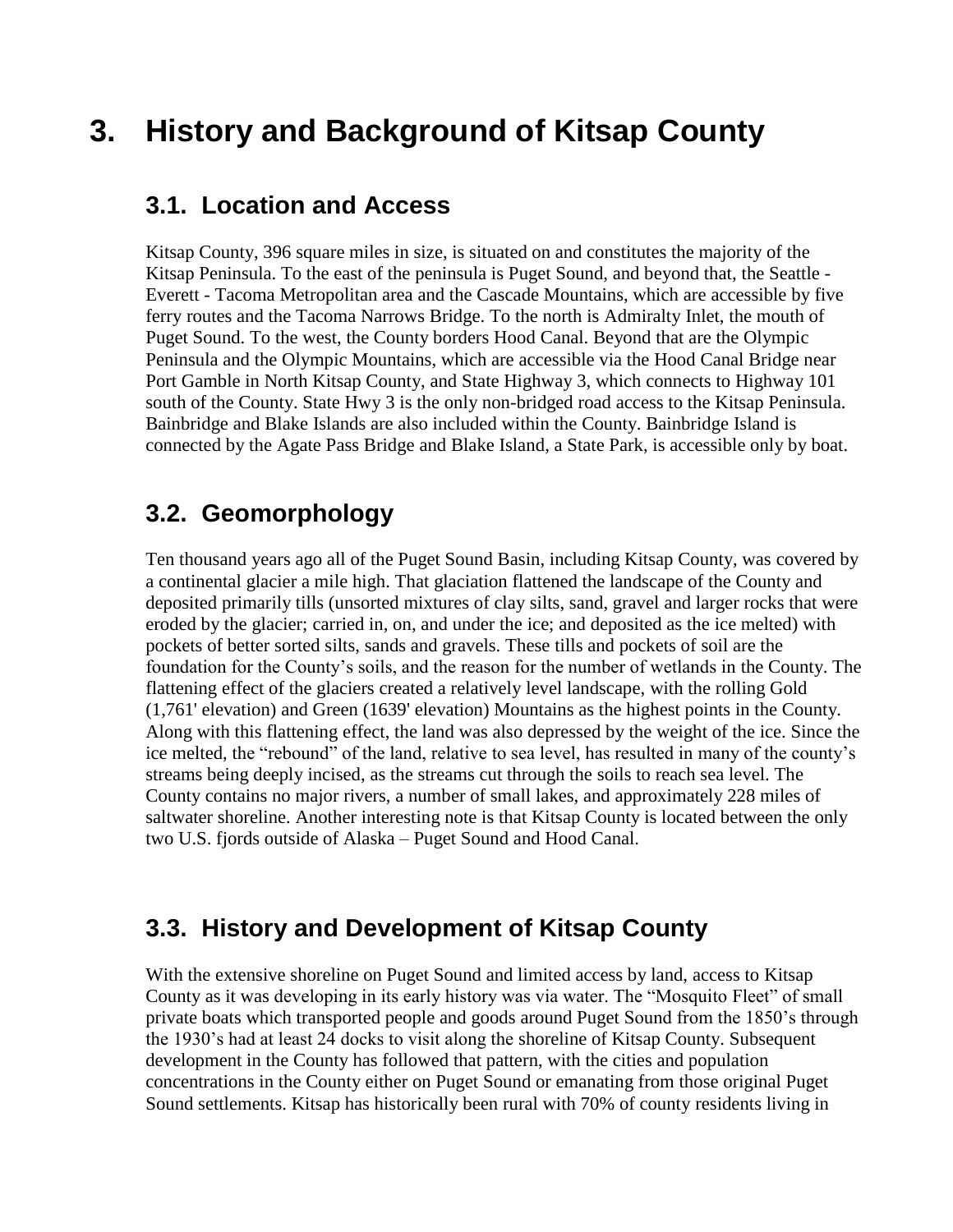# 3. History and Background of Kitsap County

## 3.1. Location and Access

Kitsap County, 396 square miles in size, is situated on and constitutes the majority of the Kitsap Peninsula. To the east of the peninsula is Puget Sound, and beyond that, the Seattle - Everett - Tacoma Metropolitan area and the Cascade Mountains, which are accessible by five ferry routes and the Tacoma Narrows Bridge. To the north is Admiralty Inlet, the mouth of Puget Sound. To the west, the County borders Hood Canal. Beyond that are the Olympic Peninsula and the Olympic Mountains, which are accessible via the Hood Canal Bridge near Port Gamble in North Kitsap County, and State Highway 3, which connects to Highway 101 south of the County. State Hwy 3 is the only non-bridged road access to the Kitsap Peninsula. Bainbridge and Blake Islands are also included within the County. Bainbridge Island is connected by the Agate Pass Bridge and Blake Island, a State Park, is accessible only by boat.

## 3.2. Geomorphology

Ten thousand years ago all of the Puget Sound Basin, including Kitsap County, was covered by a continental glacier a mile high. That glaciation flattened the landscape of the County and deposited primarily tills (unsorted mixtures of clay silts, sand, gravel and larger rocks that were eroded by the glacier; carried in, on, and under the ice; and deposited as the ice melted) with pockets of better sorted silts, sands and gravels. These tills and pockets of soil are the foundation for the County's soils, and the reason for the number of wetlands in the County. The flattening effect of the glaciers created a relatively level landscape, with the rolling Gold (1,761' elevation) and Green (1639' elevation) Mountains as the highest points in the County. Along with this flattening effect, the land was also depressed by the weight of the ice. Since the ice melted, the "rebound" of the land, relative to sea level, has resulted in many of the county's streams being deeply incised, as the streams cut through the soils to reach sea level. The County contains no major rivers, a number of small lakes, and approximately 228 miles of saltwater shoreline. Another interesting note is that Kitsap County is located between the only two U.S. fjords outside of Alaska – Puget Sound and Hood Canal.

## 3.3. History and Development of Kitsap County

With the extensive shoreline on Puget Sound and limited access by land, access to Kitsap County as it was developing in its early history was via water. The "Mosquito Fleet" of small private boats which transported people and goods around Puget Sound from the 1850's through the 1930's had at least 24 docks to visit along the shoreline of Kitsap County. Subsequent development in the County has followed that pattern, with the cities and population concentrations in the County either on Puget Sound or emanating from those original Puget Sound settlements. Kitsap has historically been rural with 70% of county residents living in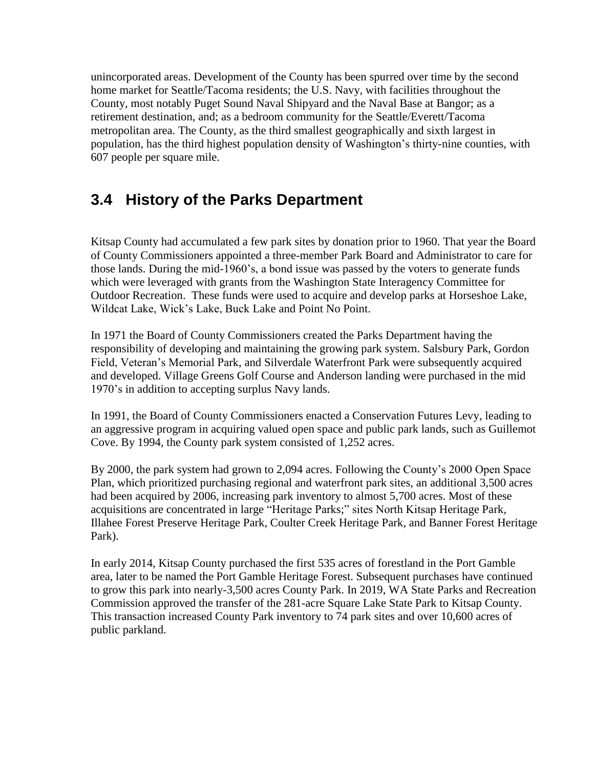unincorporated areas. Development of the County has been spurred over time by the second home market for Seattle/Tacoma residents; the U.S. Navy, with facilities throughout the County, most notably Puget Sound Naval Shipyard and the Naval Base at Bangor; as a retirement destination, and; as a bedroom community for the Seattle/Everett/Tacoma metropolitan area. The County, as the third smallest geographically and sixth largest in population, has the third highest population density of Washington's thirty-nine counties, with 607 people per square mile.

## 3.4 History of the Parks Department

Kitsap County had accumulated a few park sites by donation prior to 1960. That year the Board of County Commissioners appointed a three-member Park Board and Administrator to care for those lands. During the mid-1960's, a bond issue was passed by the voters to generate funds which were leveraged with grants from the Washington State Interagency Committee for Outdoor Recreation. These funds were used to acquire and develop parks at Horseshoe Lake, Wildcat Lake, Wick's Lake, Buck Lake and Point No Point.

In 1971 the Board of County Commissioners created the Parks Department having the responsibility of developing and maintaining the growing park system. Salsbury Park, Gordon Field, Veteran's Memorial Park, and Silverdale Waterfront Park were subsequently acquired and developed. Village Greens Golf Course and Anderson landing were purchased in the mid 1970's in addition to accepting surplus Navy lands.

In 1991, the Board of County Commissioners enacted a Conservation Futures Levy, leading to an aggressive program in acquiring valued open space and public park lands, such as Guillemot Cove. By 1994, the County park system consisted of 1,252 acres.

By 2000, the park system had grown to 2,094 acres. Following the County's 2000 Open Space Plan, which prioritized purchasing regional and waterfront park sites, an additional 3,500 acres had been acquired by 2006, increasing park inventory to almost 5,700 acres. Most of these acquisitions are concentrated in large "Heritage Parks;" sites North Kitsap Heritage Park, Illahee Forest Preserve Heritage Park, Coulter Creek Heritage Park, and Banner Forest Heritage Park).

In early 2014, Kitsap County purchased the first 535 acres of forestland in the Port Gamble area, later to be named the Port Gamble Heritage Forest. Subsequent purchases have continued to grow this park into nearly-3,500 acres County Park. In 2019, WA State Parks and Recreation Commission approved the transfer of the 281-acre Square Lake State Park to Kitsap County. This transaction increased County Park inventory to 74 park sites and over 10,600 acres of public parkland.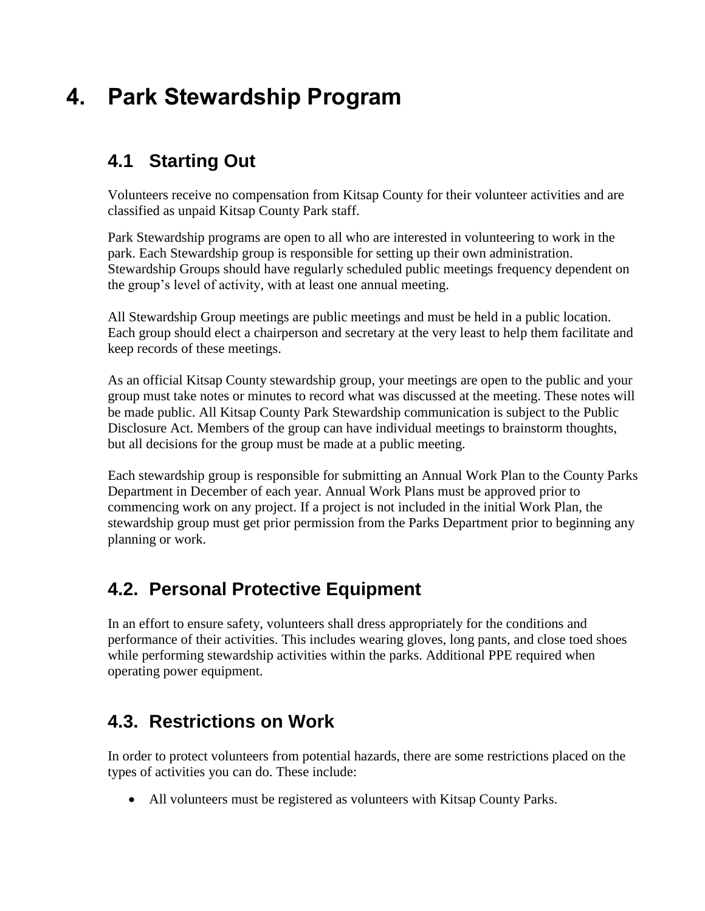# 4. Park Stewardship Program

## 4.1 Starting Out

Volunteers receive no compensation from Kitsap County for their volunteer activities and are classified as unpaid Kitsap County Park staff.

Park Stewardship programs are open to all who are interested in volunteering to work in the park. Each Stewardship group is responsible for setting up their own administration. Stewardship Groups should have regularly scheduled public meetings frequency dependent on the group's level of activity, with at least one annual meeting.

All Stewardship Group meetings are public meetings and must be held in a public location. Each group should elect a chairperson and secretary at the very least to help them facilitate and keep records of these meetings.

As an official Kitsap County stewardship group, your meetings are open to the public and your group must take notes or minutes to record what was discussed at the meeting. These notes will be made public. All Kitsap County Park Stewardship communication is subject to the Public Disclosure Act. Members of the group can have individual meetings to brainstorm thoughts, but all decisions for the group must be made at a public meeting.

Each stewardship group is responsible for submitting an Annual Work Plan to the County Parks Department in December of each year. Annual Work Plans must be approved prior to commencing work on any project. If a project is not included in the initial Work Plan, the stewardship group must get prior permission from the Parks Department prior to beginning any planning or work.

## 4.2. Personal Protective Equipment

In an effort to ensure safety, volunteers shall dress appropriately for the conditions and performance of their activities. This includes wearing gloves, long pants, and close toed shoes while performing stewardship activities within the parks. Additional PPE required when operating power equipment.

## 4.3. Restrictions on Work

In order to protect volunteers from potential hazards, there are some restrictions placed on the types of activities you can do. These include:

- All volunteers must be registered as volunteers with Kitsap County Parks.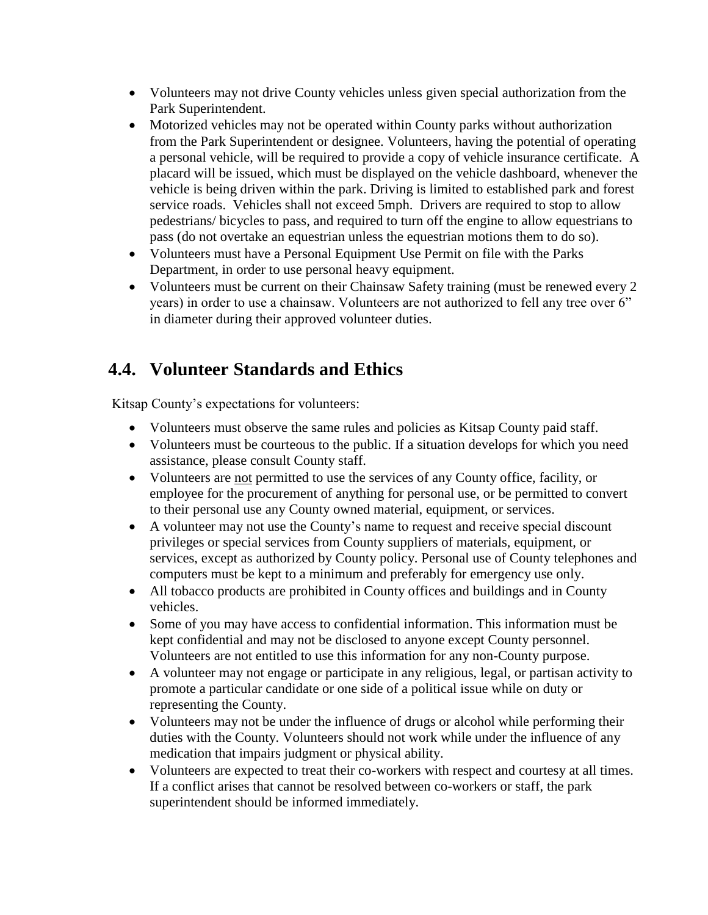- Volunteers may not drive County vehicles unless given special authorization from the Park Superintendent.
- Motorized vehicles may not be operated within County parks without authorization from the Park Superintendent or designee. Volunteers, having the potential of operating a personal vehicle, will be required to provide a copy of vehicle insurance certificate. A placard will be issued, which must be displayed on the vehicle dashboard, whenever the vehicle is being driven within the park. Driving is limited to established park and forest service roads. Vehicles shall not exceed 5mph. Drivers are required to stop to allow pedestrians/ bicycles to pass, and required to turn off the engine to allow equestrians to pass (do not overtake an equestrian unless the equestrian motions them to do so).
- Volunteers must have a Personal Equipment Use Permit on file with the Parks Department, in order to use personal heavy equipment.
- Volunteers must be current on their Chainsaw Safety training (must be renewed every 2 years) in order to use a chainsaw. Volunteers are not authorized to fell any tree over 6" in diameter during their approved volunteer duties.

## 4.4. Volunteer Standards and Ethics

Kitsap County's expectations for volunteers:

- Volunteers must observe the same rules and policies as Kitsap County paid staff.
- Volunteers must be courteous to the public. If a situation develops for which you need assistance, please consult County staff.
- Volunteers are not permitted to use the services of any County office, facility, or employee for the procurement of anything for personal use, or be permitted to convert to their personal use any County owned material, equipment, or services.
- A volunteer may not use the County's name to request and receive special discount privileges or special services from County suppliers of materials, equipment, or services, except as authorized by County policy. Personal use of County telephones and computers must be kept to a minimum and preferably for emergency use only.
- All tobacco products are prohibited in County offices and buildings and in County vehicles.
- Some of you may have access to confidential information. This information must be kept confidential and may not be disclosed to anyone except County personnel. Volunteers are not entitled to use this information for any non-County purpose.
- A volunteer may not engage or participate in any religious, legal, or partisan activity to promote a particular candidate or one side of a political issue while on duty or representing the County.
- Volunteers may not be under the influence of drugs or alcohol while performing their duties with the County. Volunteers should not work while under the influence of any medication that impairs judgment or physical ability.
- Volunteers are expected to treat their co-workers with respect and courtesy at all times. If a conflict arises that cannot be resolved between co-workers or staff, the park superintendent should be informed immediately.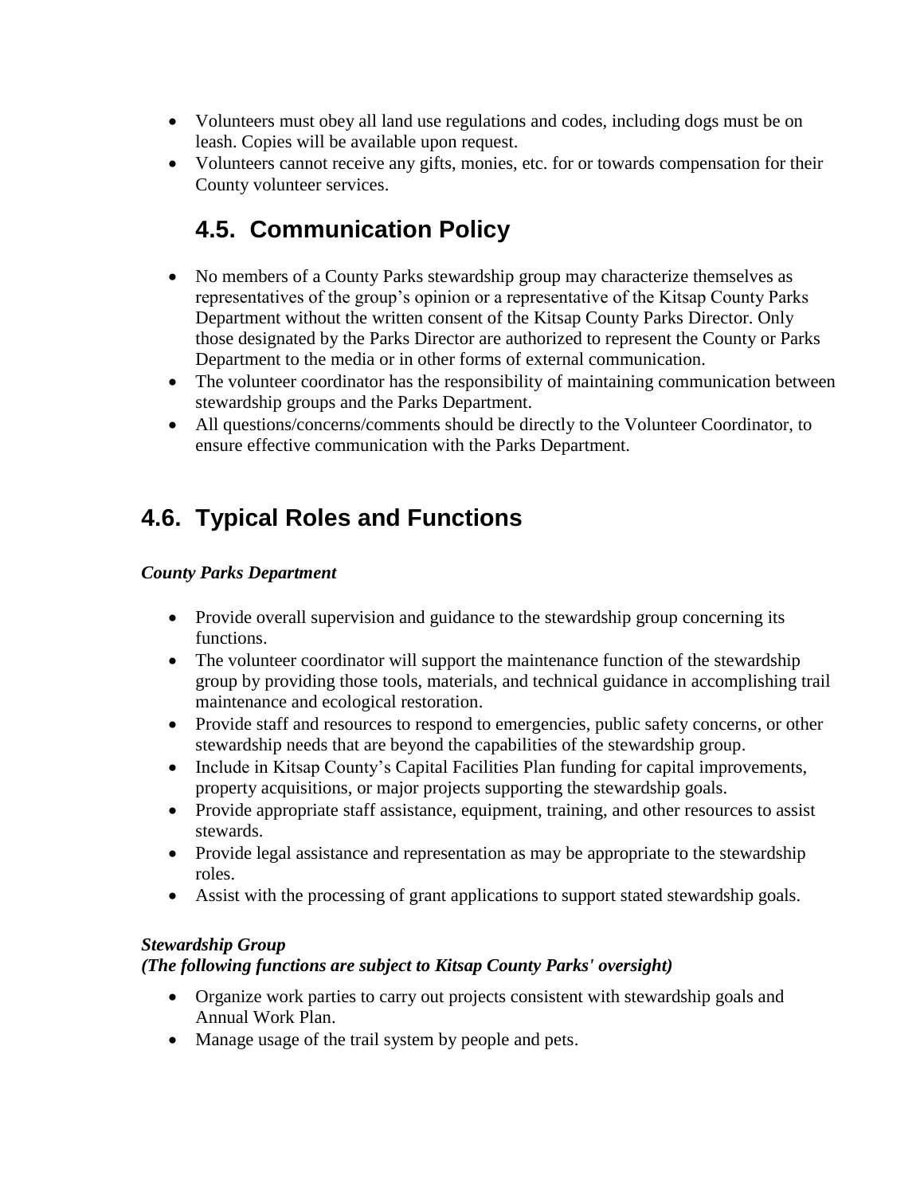- Volunteers must obey all land use regulations and codes, including dogs must be on leash. Copies will be available upon request.
- Volunteers cannot receive any gifts, monies, etc. for or towards compensation for their County volunteer services.

## 4.5. Communication Policy

- No members of a County Parks stewardship group may characterize themselves as representatives of the group's opinion or a representative of the Kitsap County Parks Department without the written consent of the Kitsap County Parks Director. Only those designated by the Parks Director are authorized to represent the County or Parks Department to the media or in other forms of external communication.
- The volunteer coordinator has the responsibility of maintaining communication between stewardship groups and the Parks Department.
- All questions/concerns/comments should be directly to the Volunteer Coordinator, to ensure effective communication with the Parks Department.

## 4.6. Typical Roles and Functions

***County Parks Department***

- Provide overall supervision and guidance to the stewardship group concerning its functions.
- The volunteer coordinator will support the maintenance function of the stewardship group by providing those tools, materials, and technical guidance in accomplishing trail maintenance and ecological restoration.
- Provide staff and resources to respond to emergencies, public safety concerns, or other stewardship needs that are beyond the capabilities of the stewardship group.
- Include in Kitsap County's Capital Facilities Plan funding for capital improvements, property acquisitions, or major projects supporting the stewardship goals.
- Provide appropriate staff assistance, equipment, training, and other resources to assist stewards.
- Provide legal assistance and representation as may be appropriate to the stewardship roles.
- Assist with the processing of grant applications to support stated stewardship goals.

***Stewardship Group***
***(The following functions are subject to Kitsap County Parks' oversight)***

- Organize work parties to carry out projects consistent with stewardship goals and Annual Work Plan.
- Manage usage of the trail system by people and pets.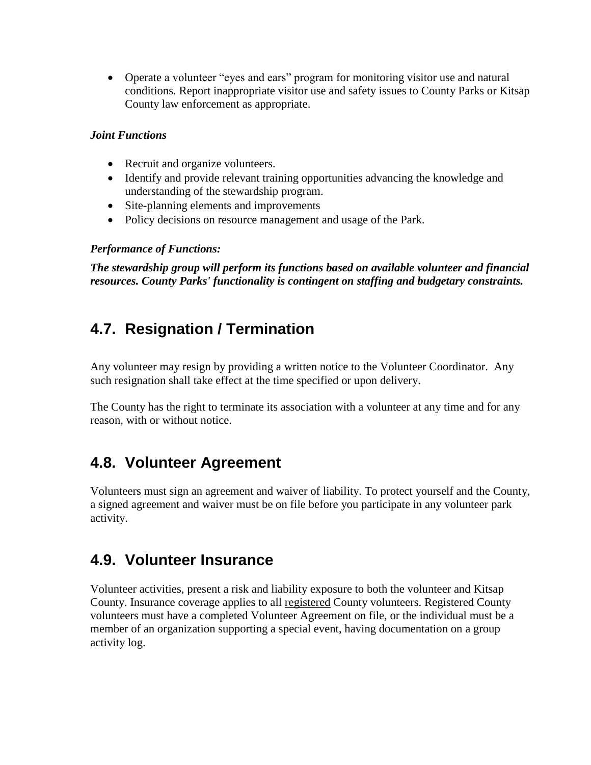- Operate a volunteer "eyes and ears" program for monitoring visitor use and natural conditions. Report inappropriate visitor use and safety issues to County Parks or Kitsap County law enforcement as appropriate.

***Joint Functions***

- Recruit and organize volunteers.
- Identify and provide relevant training opportunities advancing the knowledge and understanding of the stewardship program.
- Site-planning elements and improvements
- Policy decisions on resource management and usage of the Park.

***Performance of Functions:***

***The stewardship group will perform its functions based on available volunteer and financial resources. County Parks' functionality is contingent on staffing and budgetary constraints.***

## 4.7. Resignation / Termination

Any volunteer may resign by providing a written notice to the Volunteer Coordinator. Any such resignation shall take effect at the time specified or upon delivery.

The County has the right to terminate its association with a volunteer at any time and for any reason, with or without notice.

## 4.8. Volunteer Agreement

Volunteers must sign an agreement and waiver of liability. To protect yourself and the County, a signed agreement and waiver must be on file before you participate in any volunteer park activity.

## 4.9. Volunteer Insurance

Volunteer activities, present a risk and liability exposure to both the volunteer and Kitsap County. Insurance coverage applies to all <u>registered</u> County volunteers. Registered County volunteers must have a completed Volunteer Agreement on file, or the individual must be a member of an organization supporting a special event, having documentation on a group activity log.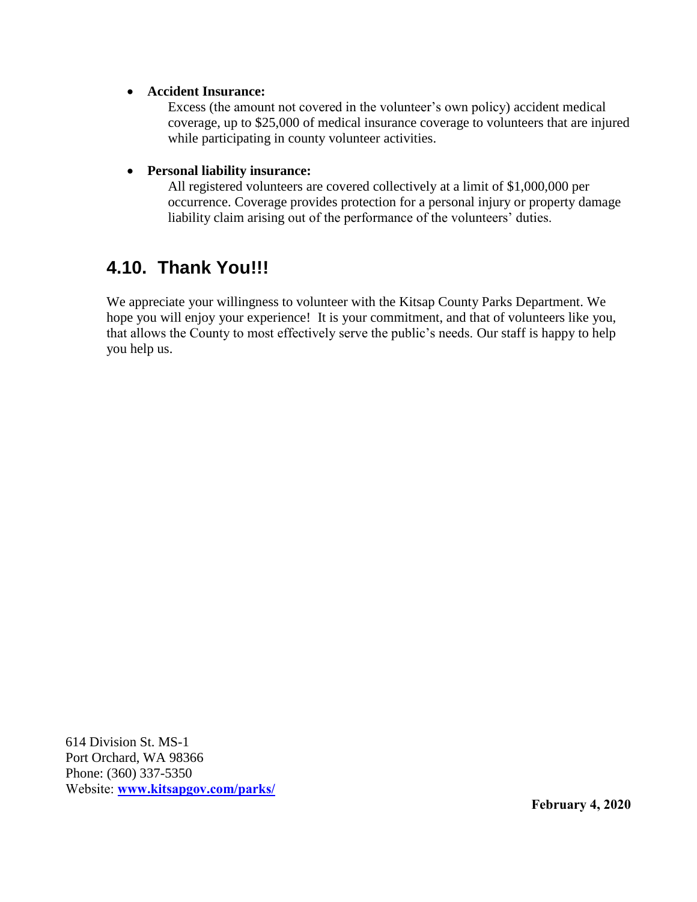- **Accident Insurance:**

  Excess (the amount not covered in the volunteer's own policy) accident medical coverage, up to $25,000 of medical insurance coverage to volunteers that are injured while participating in county volunteer activities.

- **Personal liability insurance:**

  All registered volunteers are covered collectively at a limit of $1,000,000 per occurrence. Coverage provides protection for a personal injury or property damage liability claim arising out of the performance of the volunteers' duties.

## 4.10. Thank You!!!

We appreciate your willingness to volunteer with the Kitsap County Parks Department. We hope you will enjoy your experience! It is your commitment, and that of volunteers like you, that allows the County to most effectively serve the public's needs. Our staff is happy to help you help us.

614 Division St. MS-1
Port Orchard, WA 98366
Phone: (360) 337-5350
Website: **[www.kitsapgov.com/parks/](http://www.kitsapgov.com/parks/)**

**February 4, 2020**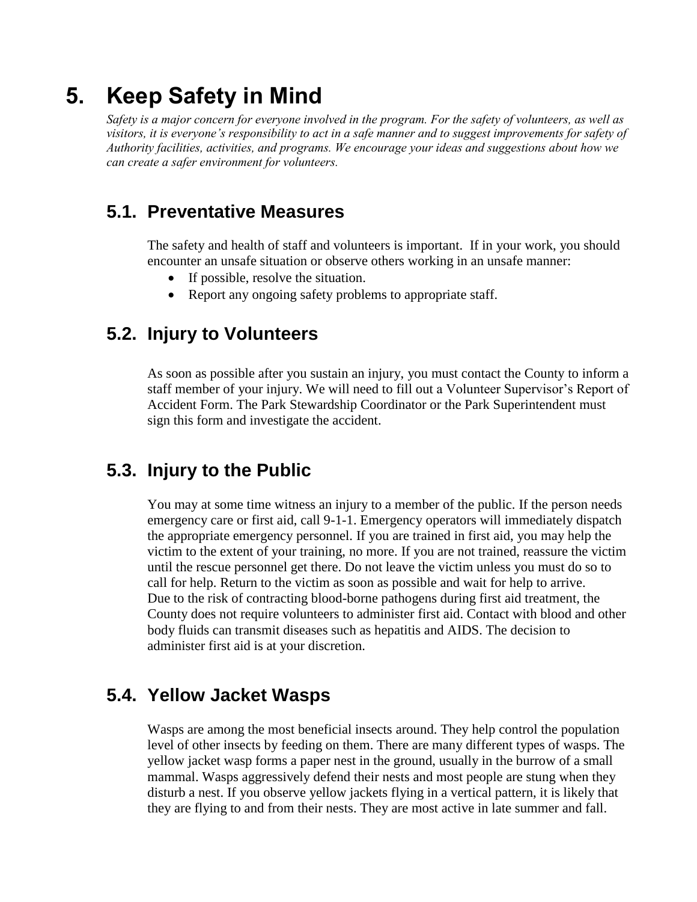# 5. Keep Safety in Mind

*Safety is a major concern for everyone involved in the program. For the safety of volunteers, as well as visitors, it is everyone's responsibility to act in a safe manner and to suggest improvements for safety of Authority facilities, activities, and programs. We encourage your ideas and suggestions about how we can create a safer environment for volunteers.*

## 5.1. Preventative Measures

The safety and health of staff and volunteers is important. If in your work, you should encounter an unsafe situation or observe others working in an unsafe manner:

- If possible, resolve the situation.
- Report any ongoing safety problems to appropriate staff.

## 5.2. Injury to Volunteers

As soon as possible after you sustain an injury, you must contact the County to inform a staff member of your injury. We will need to fill out a Volunteer Supervisor's Report of Accident Form. The Park Stewardship Coordinator or the Park Superintendent must sign this form and investigate the accident.

## 5.3. Injury to the Public

You may at some time witness an injury to a member of the public. If the person needs emergency care or first aid, call 9-1-1. Emergency operators will immediately dispatch the appropriate emergency personnel. If you are trained in first aid, you may help the victim to the extent of your training, no more. If you are not trained, reassure the victim until the rescue personnel get there. Do not leave the victim unless you must do so to call for help. Return to the victim as soon as possible and wait for help to arrive.
Due to the risk of contracting blood-borne pathogens during first aid treatment, the County does not require volunteers to administer first aid. Contact with blood and other body fluids can transmit diseases such as hepatitis and AIDS. The decision to administer first aid is at your discretion.

## 5.4. Yellow Jacket Wasps

Wasps are among the most beneficial insects around. They help control the population level of other insects by feeding on them. There are many different types of wasps. The yellow jacket wasp forms a paper nest in the ground, usually in the burrow of a small mammal. Wasps aggressively defend their nests and most people are stung when they disturb a nest. If you observe yellow jackets flying in a vertical pattern, it is likely that they are flying to and from their nests. They are most active in late summer and fall.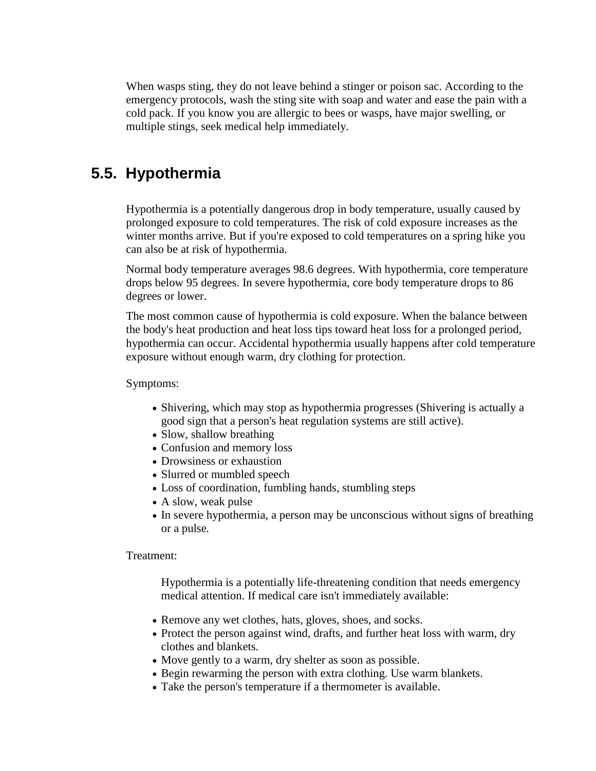When wasps sting, they do not leave behind a stinger or poison sac. According to the emergency protocols, wash the sting site with soap and water and ease the pain with a cold pack. If you know you are allergic to bees or wasps, have major swelling, or multiple stings, seek medical help immediately.

## 5.5. Hypothermia

Hypothermia is a potentially dangerous drop in body temperature, usually caused by prolonged exposure to cold temperatures. The risk of cold exposure increases as the winter months arrive. But if you're exposed to cold temperatures on a spring hike you can also be at risk of hypothermia.

Normal body temperature averages 98.6 degrees. With hypothermia, core temperature drops below 95 degrees. In severe hypothermia, core body temperature drops to 86 degrees or lower.

The most common cause of hypothermia is cold exposure. When the balance between the body's heat production and heat loss tips toward heat loss for a prolonged period, hypothermia can occur. Accidental hypothermia usually happens after cold temperature exposure without enough warm, dry clothing for protection.

Symptoms:

- Shivering, which may stop as hypothermia progresses (Shivering is actually a good sign that a person's heat regulation systems are still active).
- Slow, shallow breathing
- Confusion and memory loss
- Drowsiness or exhaustion
- Slurred or mumbled speech
- Loss of coordination, fumbling hands, stumbling steps
- A slow, weak pulse
- In severe hypothermia, a person may be unconscious without signs of breathing or a pulse.

Treatment:

Hypothermia is a potentially life-threatening condition that needs emergency medical attention. If medical care isn't immediately available:

- Remove any wet clothes, hats, gloves, shoes, and socks.
- Protect the person against wind, drafts, and further heat loss with warm, dry clothes and blankets.
- Move gently to a warm, dry shelter as soon as possible.
- Begin rewarming the person with extra clothing. Use warm blankets.
- Take the person's temperature if a thermometer is available.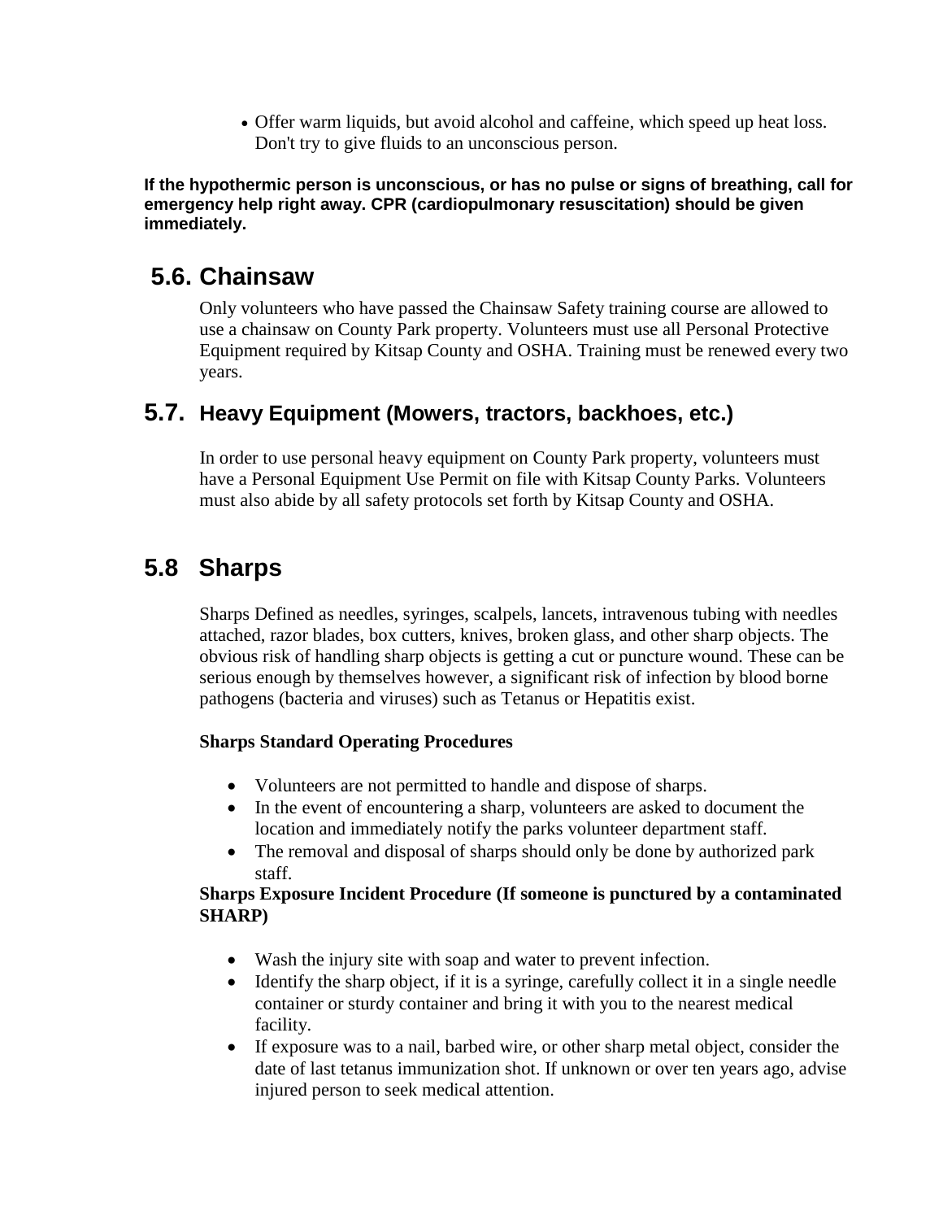- Offer warm liquids, but avoid alcohol and caffeine, which speed up heat loss. Don't try to give fluids to an unconscious person.

**If the hypothermic person is unconscious, or has no pulse or signs of breathing, call for emergency help right away. CPR (cardiopulmonary resuscitation) should be given immediately.**

## 5.6. Chainsaw

Only volunteers who have passed the Chainsaw Safety training course are allowed to use a chainsaw on County Park property. Volunteers must use all Personal Protective Equipment required by Kitsap County and OSHA. Training must be renewed every two years.

## 5.7. Heavy Equipment (Mowers, tractors, backhoes, etc.)

In order to use personal heavy equipment on County Park property, volunteers must have a Personal Equipment Use Permit on file with Kitsap County Parks. Volunteers must also abide by all safety protocols set forth by Kitsap County and OSHA.

## 5.8 Sharps

Sharps Defined as needles, syringes, scalpels, lancets, intravenous tubing with needles attached, razor blades, box cutters, knives, broken glass, and other sharp objects. The obvious risk of handling sharp objects is getting a cut or puncture wound. These can be serious enough by themselves however, a significant risk of infection by blood borne pathogens (bacteria and viruses) such as Tetanus or Hepatitis exist.

**Sharps Standard Operating Procedures**

- Volunteers are not permitted to handle and dispose of sharps.
- In the event of encountering a sharp, volunteers are asked to document the location and immediately notify the parks volunteer department staff.
- The removal and disposal of sharps should only be done by authorized park staff.

**Sharps Exposure Incident Procedure (If someone is punctured by a contaminated SHARP)**

- Wash the injury site with soap and water to prevent infection.
- Identify the sharp object, if it is a syringe, carefully collect it in a single needle container or sturdy container and bring it with you to the nearest medical facility.
- If exposure was to a nail, barbed wire, or other sharp metal object, consider the date of last tetanus immunization shot. If unknown or over ten years ago, advise injured person to seek medical attention.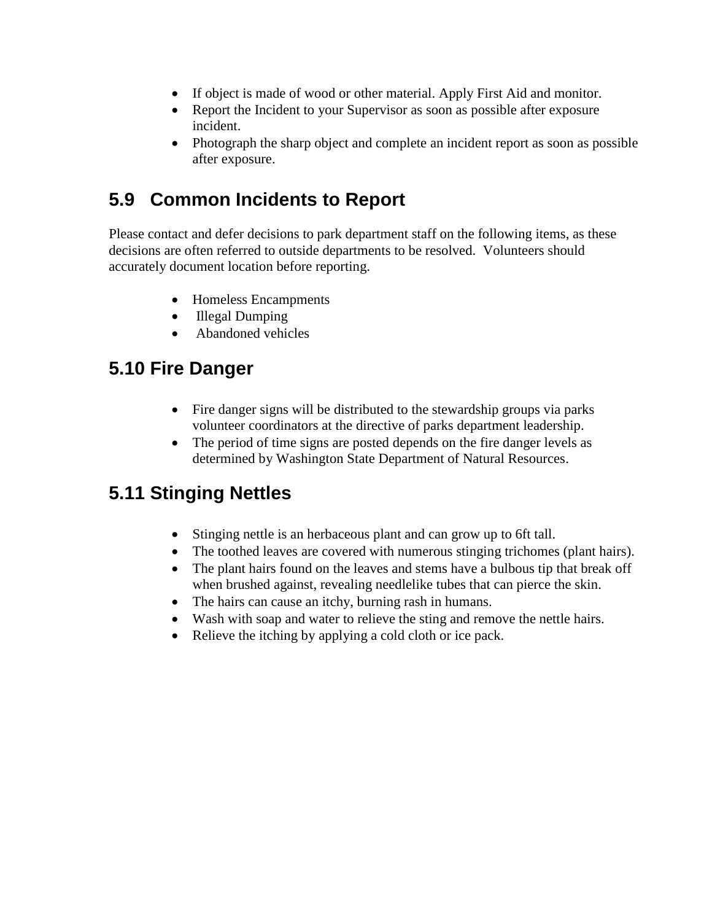- If object is made of wood or other material. Apply First Aid and monitor.
- Report the Incident to your Supervisor as soon as possible after exposure incident.
- Photograph the sharp object and complete an incident report as soon as possible after exposure.

## 5.9 Common Incidents to Report

Please contact and defer decisions to park department staff on the following items, as these decisions are often referred to outside departments to be resolved. Volunteers should accurately document location before reporting.

- Homeless Encampments
- Illegal Dumping
- Abandoned vehicles

## 5.10 Fire Danger

- Fire danger signs will be distributed to the stewardship groups via parks volunteer coordinators at the directive of parks department leadership.
- The period of time signs are posted depends on the fire danger levels as determined by Washington State Department of Natural Resources.

## 5.11 Stinging Nettles

- Stinging nettle is an herbaceous plant and can grow up to 6ft tall.
- The toothed leaves are covered with numerous stinging trichomes (plant hairs).
- The plant hairs found on the leaves and stems have a bulbous tip that break off when brushed against, revealing needlelike tubes that can pierce the skin.
- The hairs can cause an itchy, burning rash in humans.
- Wash with soap and water to relieve the sting and remove the nettle hairs.
- Relieve the itching by applying a cold cloth or ice pack.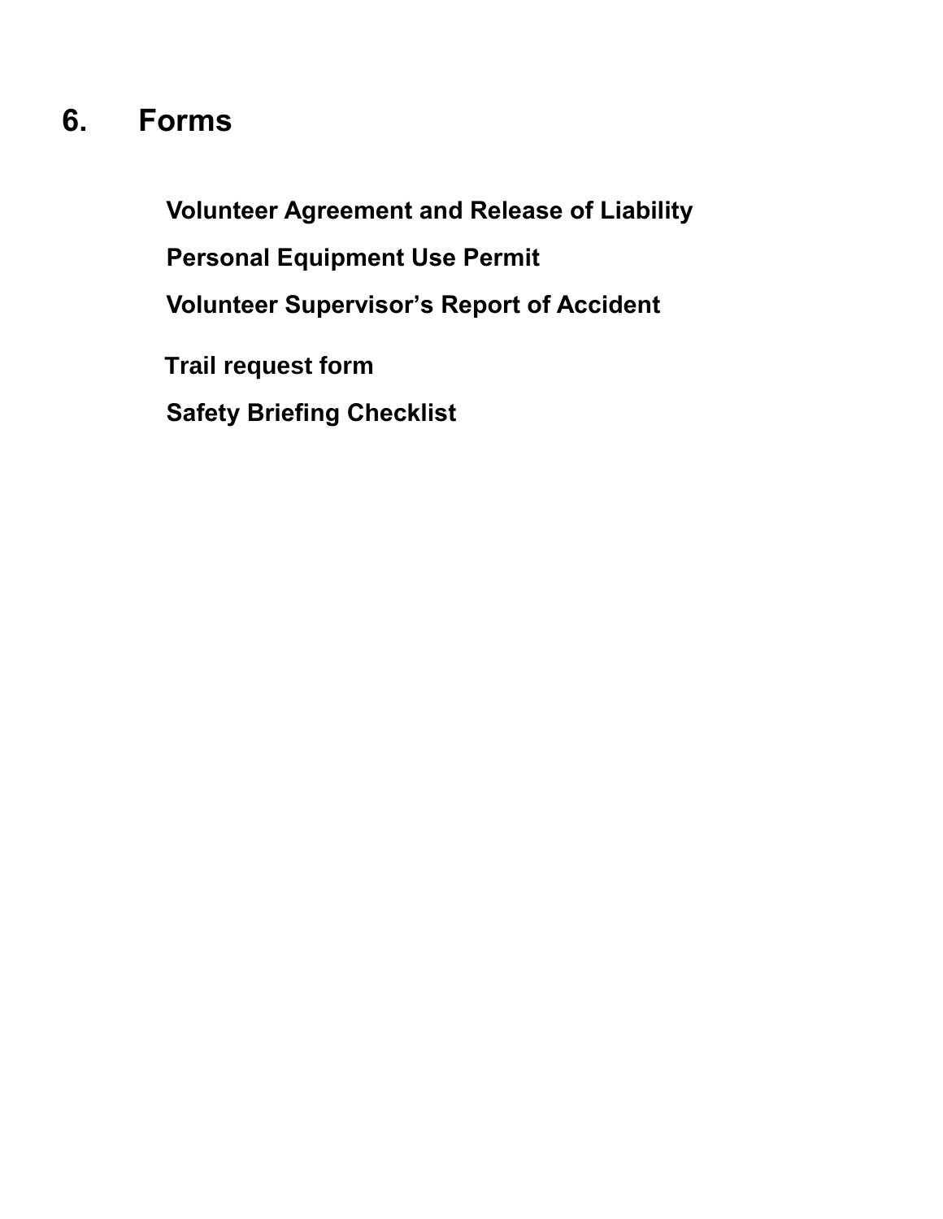# 6. Forms

**Volunteer Agreement and Release of Liability**

**Personal Equipment Use Permit**

**Volunteer Supervisor's Report of Accident**

**Trail request form**

**Safety Briefing Checklist**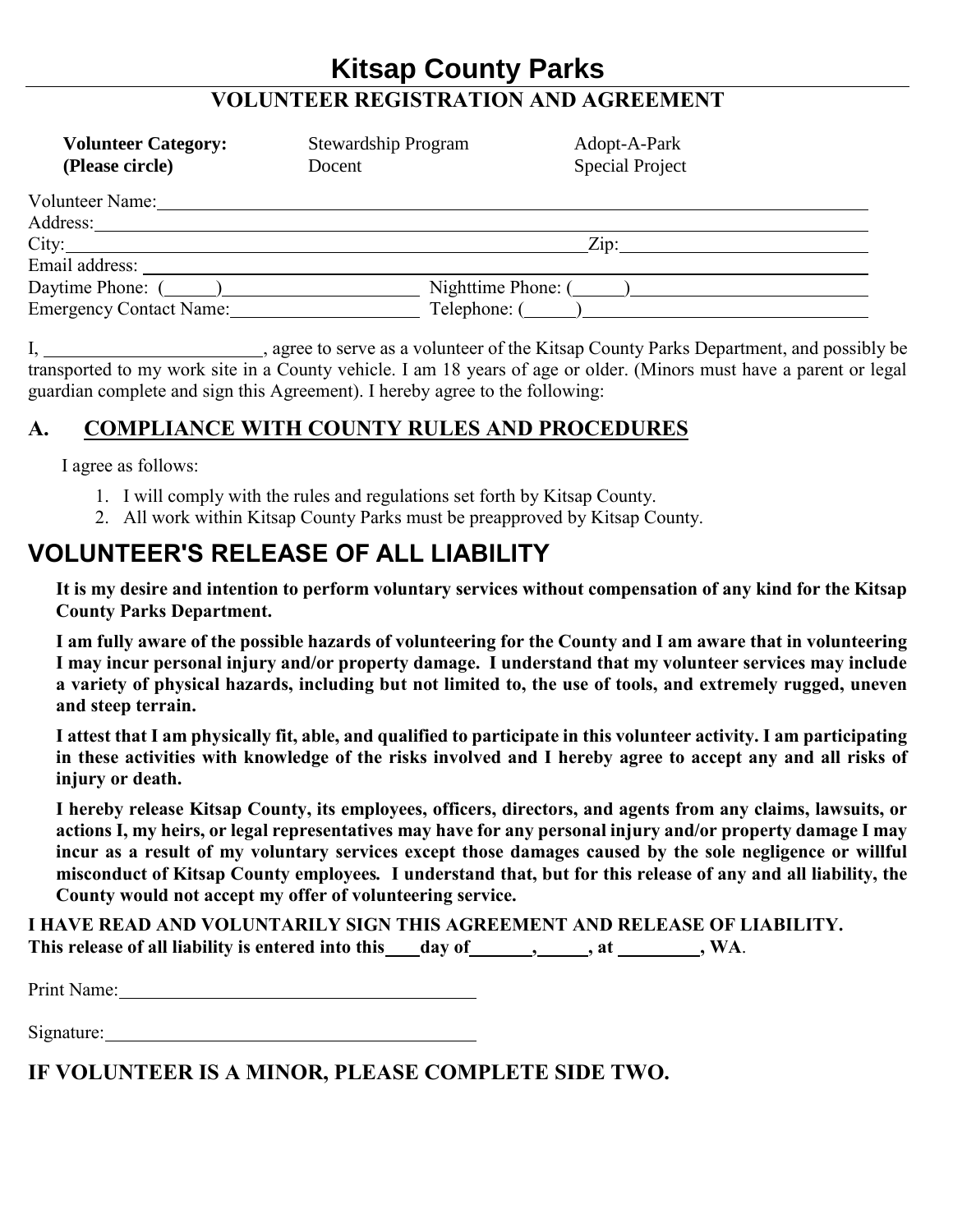# Kitsap County Parks

## VOLUNTEER REGISTRATION AND AGREEMENT

| **Volunteer Category:** | Stewardship Program | Adopt-A-Park |
|---|---|---|
| **(Please circle)** | Docent | Special Project |

Volunteer Name:______________________________________________

Address:______________________________________________

City:______________________________ Zip:______________

Email address: ______________________________________________

Daytime Phone: (_____)__________________ Nighttime Phone: (_____)__________________

Emergency Contact Name:__________________ Telephone: (_____)__________________

I, ______________________, agree to serve as a volunteer of the Kitsap County Parks Department, and possibly be transported to my work site in a County vehicle. I am 18 years of age or older. (Minors must have a parent or legal guardian complete and sign this Agreement). I hereby agree to the following:

## A. COMPLIANCE WITH COUNTY RULES AND PROCEDURES

I agree as follows:

1. I will comply with the rules and regulations set forth by Kitsap County.
2. All work within Kitsap County Parks must be preapproved by Kitsap County.

## VOLUNTEER'S RELEASE OF ALL LIABILITY

**It is my desire and intention to perform voluntary services without compensation of any kind for the Kitsap County Parks Department.**

**I am fully aware of the possible hazards of volunteering for the County and I am aware that in volunteering I may incur personal injury and/or property damage. I understand that my volunteer services may include a variety of physical hazards, including but not limited to, the use of tools, and extremely rugged, uneven and steep terrain.**

**I attest that I am physically fit, able, and qualified to participate in this volunteer activity. I am participating in these activities with knowledge of the risks involved and I hereby agree to accept any and all risks of injury or death.**

**I hereby release Kitsap County, its employees, officers, directors, and agents from any claims, lawsuits, or actions I, my heirs, or legal representatives may have for any personal injury and/or property damage I may incur as a result of my voluntary services except those damages caused by the sole negligence or willful misconduct of Kitsap County employees. I understand that, but for this release of any and all liability, the County would not accept my offer of volunteering service.**

**I HAVE READ AND VOLUNTARILY SIGN THIS AGREEMENT AND RELEASE OF LIABILITY.**
**This release of all liability is entered into this____day of_______,______, at _________, WA.**

Print Name:______________________________

Signature:______________________________

## IF VOLUNTEER IS A MINOR, PLEASE COMPLETE SIDE TWO.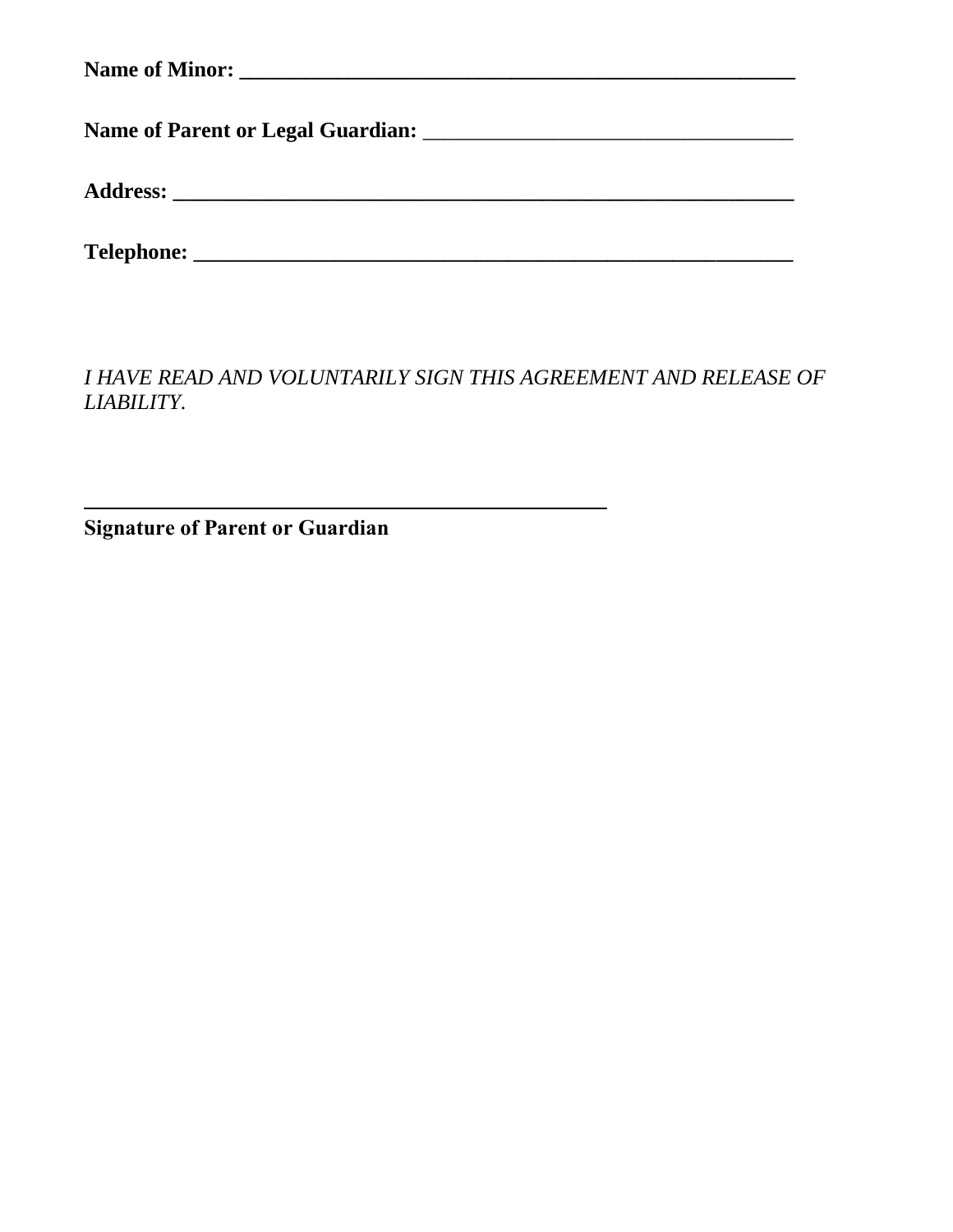**Name of Minor: ______________________________________________________**

**Name of Parent or Legal Guardian:** ___________________________________

**Address: ____________________________________________________________**

**Telephone: __________________________________________________________**

*I HAVE READ AND VOLUNTARILY SIGN THIS AGREEMENT AND RELEASE OF LIABILITY.*

**____________________________________________________**
**Signature of Parent or Guardian**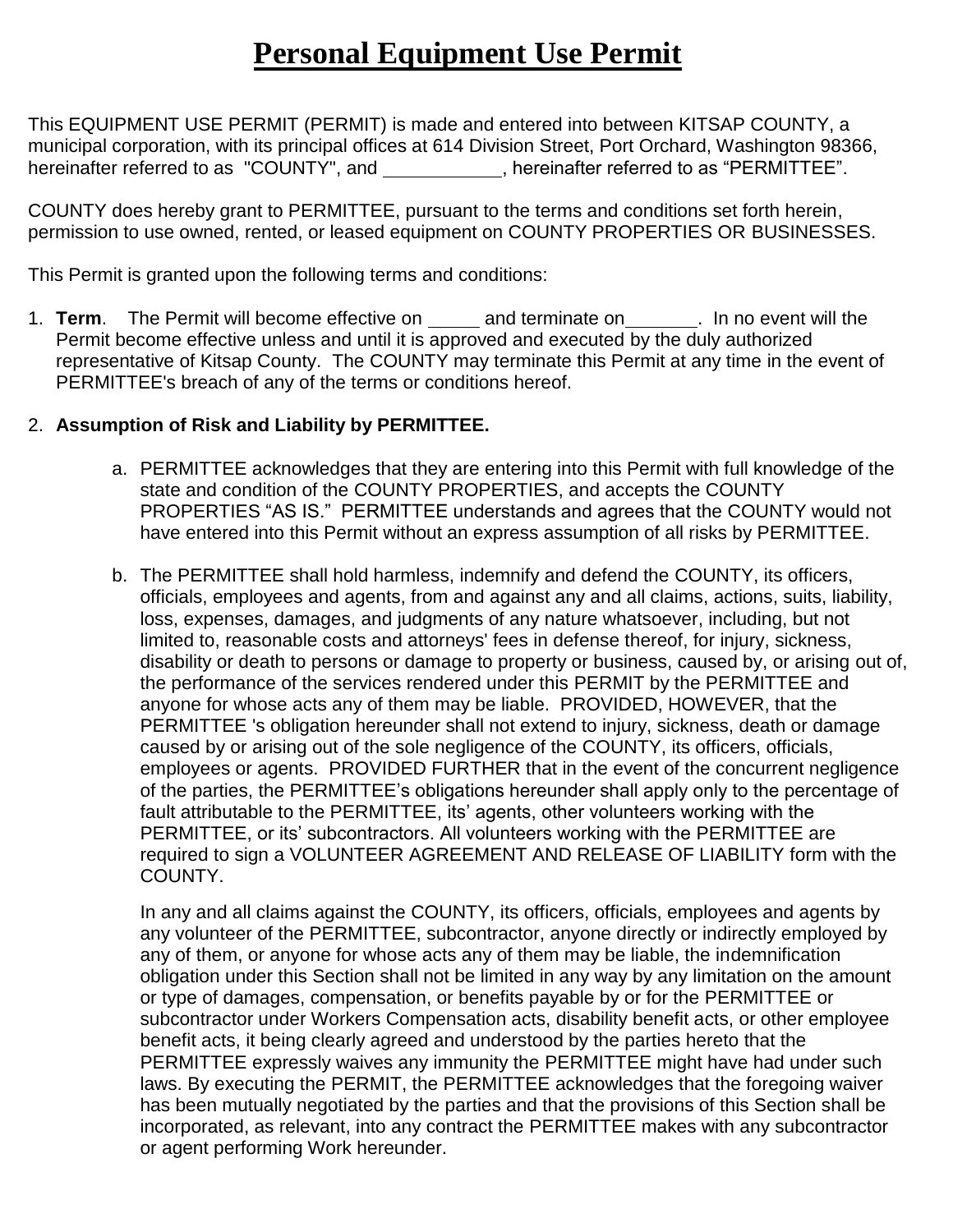# Personal Equipment Use Permit

This EQUIPMENT USE PERMIT (PERMIT) is made and entered into between KITSAP COUNTY, a municipal corporation, with its principal offices at 614 Division Street, Port Orchard, Washington 98366, hereinafter referred to as "COUNTY", and ___________, hereinafter referred to as "PERMITTEE".

COUNTY does hereby grant to PERMITTEE, pursuant to the terms and conditions set forth herein, permission to use owned, rented, or leased equipment on COUNTY PROPERTIES OR BUSINESSES.

This Permit is granted upon the following terms and conditions:

1. **Term**. The Permit will become effective on _____ and terminate on_______. In no event will the Permit become effective unless and until it is approved and executed by the duly authorized representative of Kitsap County. The COUNTY may terminate this Permit at any time in the event of PERMITTEE's breach of any of the terms or conditions hereof.

2. **Assumption of Risk and Liability by PERMITTEE.**

   a. PERMITTEE acknowledges that they are entering into this Permit with full knowledge of the state and condition of the COUNTY PROPERTIES, and accepts the COUNTY PROPERTIES "AS IS." PERMITTEE understands and agrees that the COUNTY would not have entered into this Permit without an express assumption of all risks by PERMITTEE.

   b. The PERMITTEE shall hold harmless, indemnify and defend the COUNTY, its officers, officials, employees and agents, from and against any and all claims, actions, suits, liability, loss, expenses, damages, and judgments of any nature whatsoever, including, but not limited to, reasonable costs and attorneys' fees in defense thereof, for injury, sickness, disability or death to persons or damage to property or business, caused by, or arising out of, the performance of the services rendered under this PERMIT by the PERMITTEE and anyone for whose acts any of them may be liable. PROVIDED, HOWEVER, that the PERMITTEE 's obligation hereunder shall not extend to injury, sickness, death or damage caused by or arising out of the sole negligence of the COUNTY, its officers, officials, employees or agents. PROVIDED FURTHER that in the event of the concurrent negligence of the parties, the PERMITTEE's obligations hereunder shall apply only to the percentage of fault attributable to the PERMITTEE, its' agents, other volunteers working with the PERMITTEE, or its' subcontractors. All volunteers working with the PERMITTEE are required to sign a VOLUNTEER AGREEMENT AND RELEASE OF LIABILITY form with the COUNTY.

   In any and all claims against the COUNTY, its officers, officials, employees and agents by any volunteer of the PERMITTEE, subcontractor, anyone directly or indirectly employed by any of them, or anyone for whose acts any of them may be liable, the indemnification obligation under this Section shall not be limited in any way by any limitation on the amount or type of damages, compensation, or benefits payable by or for the PERMITTEE or subcontractor under Workers Compensation acts, disability benefit acts, or other employee benefit acts, it being clearly agreed and understood by the parties hereto that the PERMITTEE expressly waives any immunity the PERMITTEE might have had under such laws. By executing the PERMIT, the PERMITTEE acknowledges that the foregoing waiver has been mutually negotiated by the parties and that the provisions of this Section shall be incorporated, as relevant, into any contract the PERMITTEE makes with any subcontractor or agent performing Work hereunder.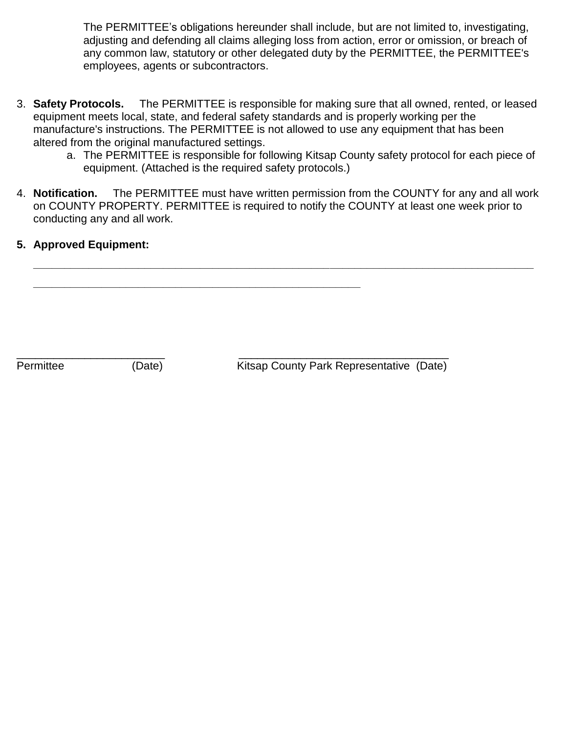The PERMITTEE’s obligations hereunder shall include, but are not limited to, investigating, adjusting and defending all claims alleging loss from action, error or omission, or breach of any common law, statutory or other delegated duty by the PERMITTEE, the PERMITTEE's employees, agents or subcontractors.

3. **Safety Protocols.** The PERMITTEE is responsible for making sure that all owned, rented, or leased equipment meets local, state, and federal safety standards and is properly working per the manufacture's instructions. The PERMITTEE is not allowed to use any equipment that has been altered from the original manufactured settings.
   a. The PERMITTEE is responsible for following Kitsap County safety protocol for each piece of equipment. (Attached is the required safety protocols.)

4. **Notification.** The PERMITTEE must have written permission from the COUNTY for any and all work on COUNTY PROPERTY. PERMITTEE is required to notify the COUNTY at least one week prior to conducting any and all work.

5. **Approved Equipment:**

   ___________________________________________________________________________________________

   ____________________________________________________________

________________________ ___________________________________
Permittee (Date) Kitsap County Park Representative (Date)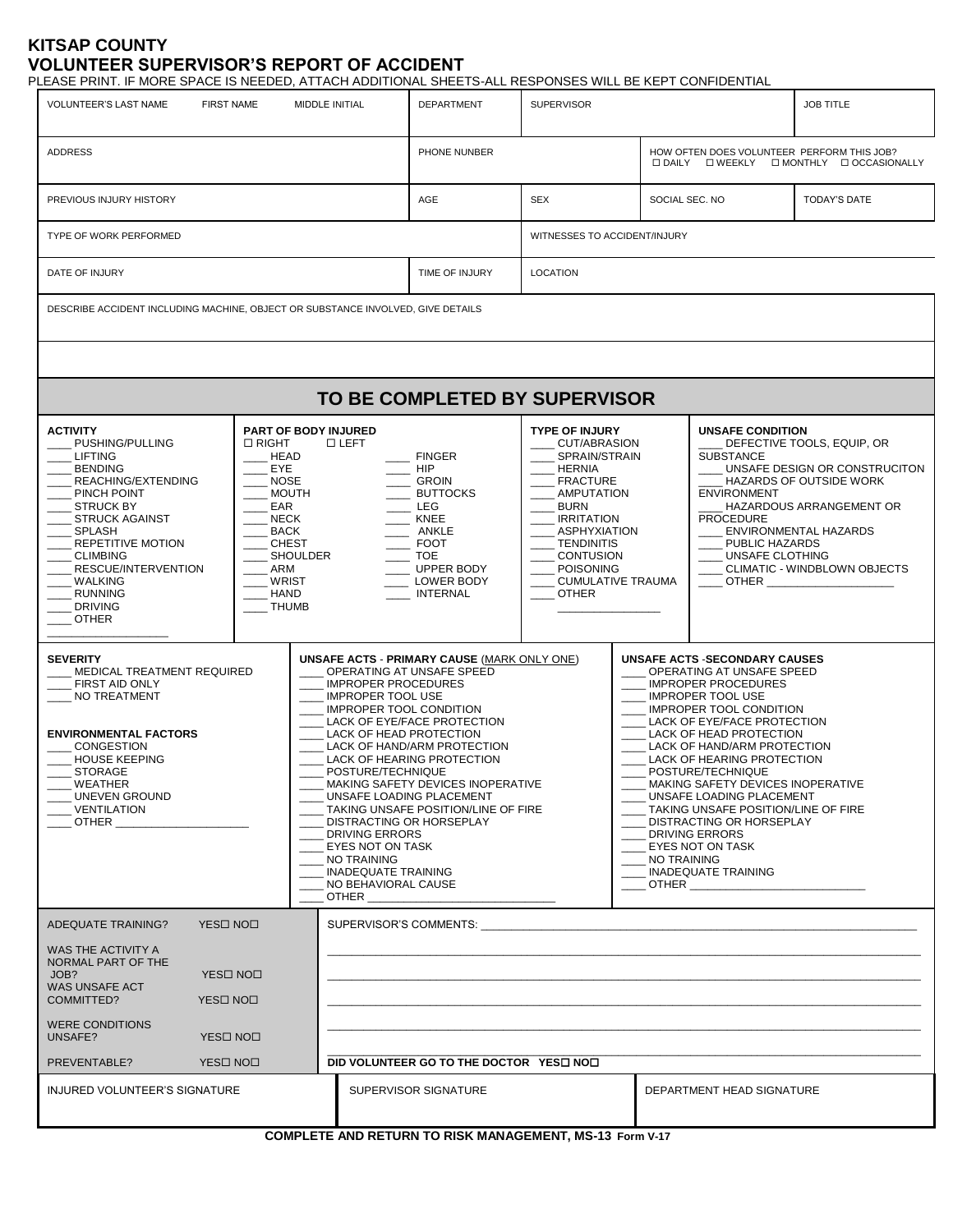# KITSAP COUNTY
## VOLUNTEER SUPERVISOR'S REPORT OF ACCIDENT

PLEASE PRINT. IF MORE SPACE IS NEEDED, ATTACH ADDITIONAL SHEETS-ALL RESPONSES WILL BE KEPT CONFIDENTIAL

| VOLUNTEER'S LAST NAME FIRST NAME MIDDLE INITIAL | DEPARTMENT | SUPERVISOR | | JOB TITLE |
|---|---|---|---|---|
| ADDRESS | PHONE NUNBER | | HOW OFTEN DOES VOLUNTEER PERFORM THIS JOB? ☐ DAILY ☐ WEEKLY ☐ MONTHLY ☐ OCCASIONALLY | |
| PREVIOUS INJURY HISTORY | AGE | SEX | SOCIAL SEC. NO | TODAY'S DATE |
| TYPE OF WORK PERFORMED | | WITNESSES TO ACCIDENT/INJURY | | |
| DATE OF INJURY | TIME OF INJURY | LOCATION | | |

DESCRIBE ACCIDENT INCLUDING MACHINE, OBJECT OR SUBSTANCE INVOLVED, GIVE DETAILS

## TO BE COMPLETED BY SUPERVISOR

**ACTIVITY**
- ____ PUSHING/PULLING
- ____ LIFTING
- ____ BENDING
- ____ REACHING/EXTENDING
- ____ PINCH POINT
- ____ STRUCK BY
- ____ STRUCK AGAINST
- ____ SPLASH
- ____ REPETITIVE MOTION
- ____ CLIMBING
- ____ RESCUE/INTERVENTION
- ____ WALKING
- ____ RUNNING
- ____ DRIVING
- ____ OTHER ___________________

**PART OF BODY INJURED**
☐ RIGHT ☐ LEFT
- ____ HEAD
- ____ EYE
- ____ NOSE
- ____ MOUTH
- ____ EAR
- ____ NECK
- ____ BACK
- ____ CHEST
- ____ SHOULDER
- ____ ARM
- ____ WRIST
- ____ HAND
- ____ THUMB
- ____ FINGER
- ____ HIP
- ____ GROIN
- ____ BUTTOCKS
- ____ LEG
- ____ KNEE
- ____ ANKLE
- ____ FOOT
- ____ TOE
- ____ UPPER BODY
- ____ LOWER BODY
- ____ INTERNAL

**TYPE OF INJURY**
- ____ CUT/ABRASION
- ____ SPRAIN/STRAIN
- ____ HERNIA
- ____ FRACTURE
- ____ AMPUTATION
- ____ BURN
- ____ IRRITATION
- ____ ASPHYXIATION
- ____ TENDINITIS
- ____ CONTUSION
- ____ POISONING
- ____ CUMULATIVE TRAUMA
- ____ OTHER ________________

**UNSAFE CONDITION**
- ____ DEFECTIVE TOOLS, EQUIP, OR SUBSTANCE
- ____ UNSAFE DESIGN OR CONSTRUCITON
- ____ HAZARDS OF OUTSIDE WORK ENVIRONMENT
- ____ HAZARDOUS ARRANGEMENT OR PROCEDURE
- ____ ENVIRONMENTAL HAZARDS
- ____ PUBLIC HAZARDS
- ____ UNSAFE CLOTHING
- ____ CLIMATIC - WINDBLOWN OBJECTS
- ____ OTHER ____________________

**SEVERITY**
- ____ MEDICAL TREATMENT REQUIRED
- ____ FIRST AID ONLY
- ____ NO TREATMENT

**ENVIRONMENTAL FACTORS**
- ____ CONGESTION
- ____ HOUSE KEEPING
- ____ STORAGE
- ____ WEATHER
- ____ UNEVEN GROUND
- ____ VENTILATION
- ____ OTHER ______________________

**UNSAFE ACTS - PRIMARY CAUSE** (MARK ONLY ONE)
- ____ OPERATING AT UNSAFE SPEED
- ____ IMPROPER PROCEDURES
- ____ IMPROPER TOOL USE
- ____ IMPROPER TOOL CONDITION
- ____ LACK OF EYE/FACE PROTECTION
- ____ LACK OF HEAD PROTECTION
- ____ LACK OF HAND/ARM PROTECTION
- ____ LACK OF HEARING PROTECTION
- ____ POSTURE/TECHNIQUE
- ____ MAKING SAFETY DEVICES INOPERATIVE
- ____ UNSAFE LOADING PLACEMENT
- ____ TAKING UNSAFE POSITION/LINE OF FIRE
- ____ DISTRACTING OR HORSEPLAY
- ____ DRIVING ERRORS
- ____ EYES NOT ON TASK
- ____ NO TRAINING
- ____ INADEQUATE TRAINING
- ____ NO BEHAVIORAL CAUSE
- ____ OTHER ______________________________

**UNSAFE ACTS -SECONDARY CAUSES**
- ____ OPERATING AT UNSAFE SPEED
- ____ IMPROPER PROCEDURES
- ____ IMPROPER TOOL USE
- ____ IMPROPER TOOL CONDITION
- ____ LACK OF EYE/FACE PROTECTION
- ____ LACK OF HEAD PROTECTION
- ____ LACK OF HAND/ARM PROTECTION
- ____ LACK OF HEARING PROTECTION
- ____ POSTURE/TECHNIQUE
- ____ MAKING SAFETY DEVICES INOPERATIVE
- ____ UNSAFE LOADING PLACEMENT
- ____ TAKING UNSAFE POSITION/LINE OF FIRE
- ____ DISTRACTING OR HORSEPLAY
- ____ DRIVING ERRORS
- ____ EYES NOT ON TASK
- ____ NO TRAINING
- ____ INADEQUATE TRAINING
- ____ OTHER ____________________________

| | |
|---|---|
| ADEQUATE TRAINING? YES☐ NO☐ | SUPERVISOR'S COMMENTS: ____________________ |
| WAS THE ACTIVITY A NORMAL PART OF THE JOB? YES☐ NO☐ | ____________________ |
| WAS UNSAFE ACT COMMITTED? YES☐ NO☐ | ____________________ |
| WERE CONDITIONS UNSAFE? YES☐ NO☐ | ____________________ |
| PREVENTABLE? YES☐ NO☐ | **DID VOLUNTEER GO TO THE DOCTOR YES☐ NO☐** |

| INJURED VOLUNTEER'S SIGNATURE | SUPERVISOR SIGNATURE | DEPARTMENT HEAD SIGNATURE |
|---|---|---|
| | | |

**COMPLETE AND RETURN TO RISK MANAGEMENT, MS-13 Form V-17**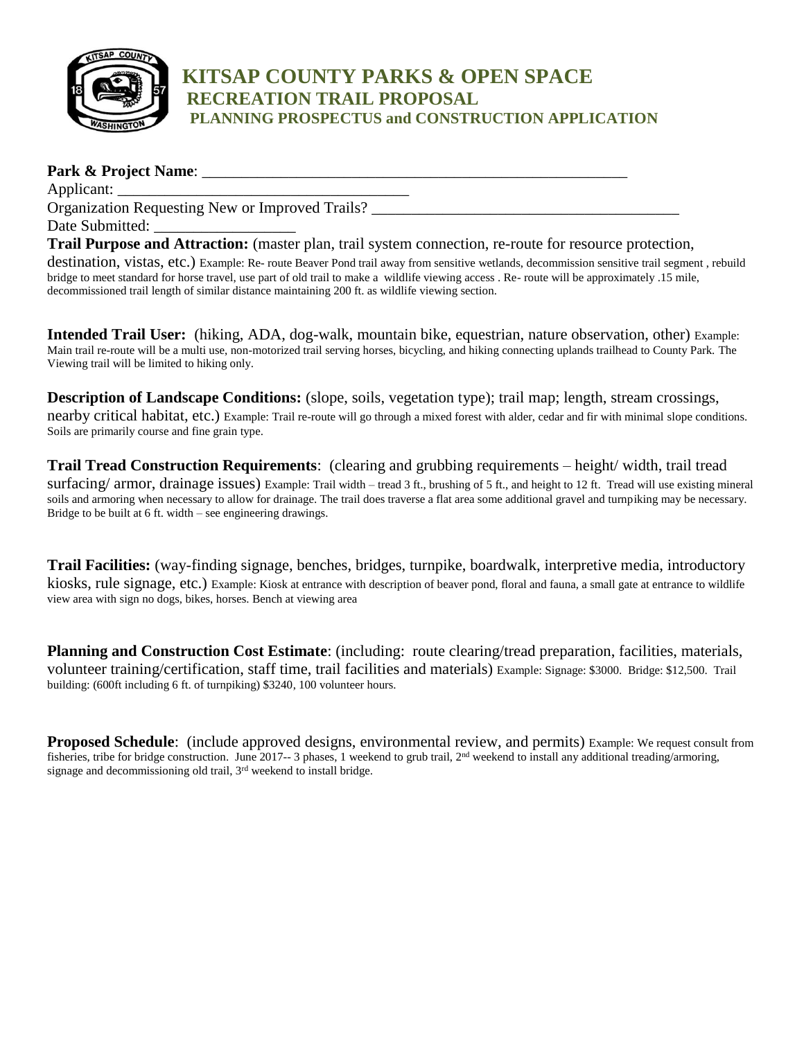# KITSAP COUNTY PARKS & OPEN SPACE
## RECREATION TRAIL PROPOSAL
### PLANNING PROSPECTUS and CONSTRUCTION APPLICATION

**Park & Project Name**: ______________________________________________________

Applicant: _____________________________________

Organization Requesting New or Improved Trails? ________________________________________

Date Submitted: __________________

**Trail Purpose and Attraction:** (master plan, trail system connection, re-route for resource protection, destination, vistas, etc.) Example: Re- route Beaver Pond trail away from sensitive wetlands, decommission sensitive trail segment , rebuild bridge to meet standard for horse travel, use part of old trail to make a wildlife viewing access . Re- route will be approximately .15 mile, decommissioned trail length of similar distance maintaining 200 ft. as wildlife viewing section.

**Intended Trail User:** (hiking, ADA, dog-walk, mountain bike, equestrian, nature observation, other) Example: Main trail re-route will be a multi use, non-motorized trail serving horses, bicycling, and hiking connecting uplands trailhead to County Park. The Viewing trail will be limited to hiking only.

**Description of Landscape Conditions:** (slope, soils, vegetation type); trail map; length, stream crossings, nearby critical habitat, etc.) Example: Trail re-route will go through a mixed forest with alder, cedar and fir with minimal slope conditions. Soils are primarily course and fine grain type.

**Trail Tread Construction Requirements**: (clearing and grubbing requirements – height/ width, trail tread surfacing/ armor, drainage issues) Example: Trail width – tread 3 ft., brushing of 5 ft., and height to 12 ft. Tread will use existing mineral soils and armoring when necessary to allow for drainage. The trail does traverse a flat area some additional gravel and turnpiking may be necessary. Bridge to be built at 6 ft. width – see engineering drawings.

**Trail Facilities:** (way-finding signage, benches, bridges, turnpike, boardwalk, interpretive media, introductory kiosks, rule signage, etc.) Example: Kiosk at entrance with description of beaver pond, floral and fauna, a small gate at entrance to wildlife view area with sign no dogs, bikes, horses. Bench at viewing area

**Planning and Construction Cost Estimate**: (including: route clearing/tread preparation, facilities, materials, volunteer training/certification, staff time, trail facilities and materials) Example: Signage: $3000. Bridge: $12,500. Trail building: (600ft including 6 ft. of turnpiking) $3240, 100 volunteer hours.

**Proposed Schedule**: (include approved designs, environmental review, and permits) Example: We request consult from fisheries, tribe for bridge construction. June 2017-- 3 phases, 1 weekend to grub trail, 2nd weekend to install any additional treading/armoring, signage and decommissioning old trail, 3rd weekend to install bridge.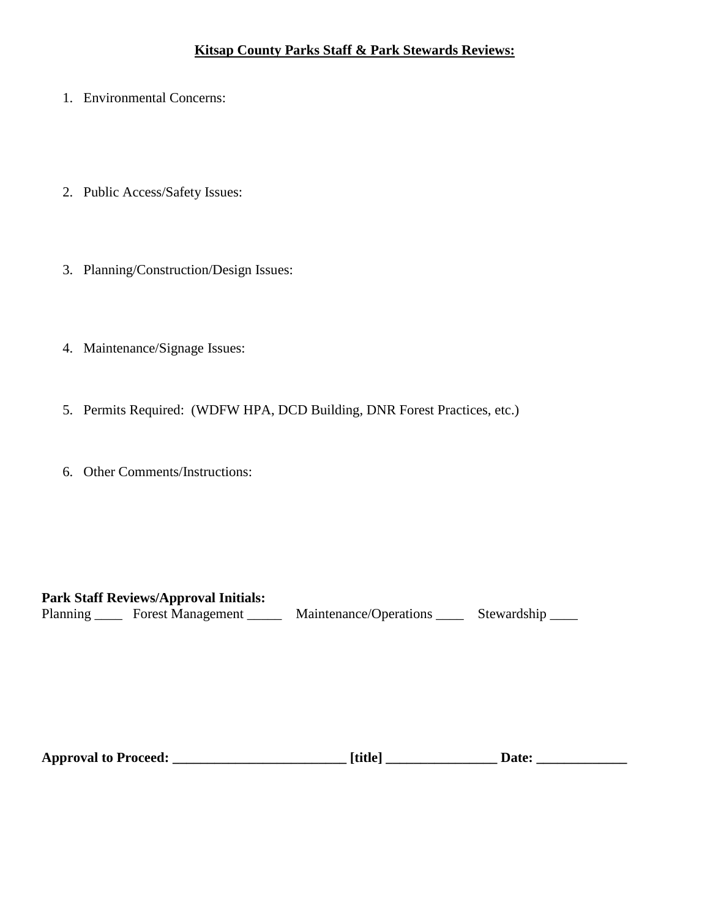**Kitsap County Parks Staff & Park Stewards Reviews:**

1. Environmental Concerns:

2. Public Access/Safety Issues:

3. Planning/Construction/Design Issues:

4. Maintenance/Signage Issues:

5. Permits Required: (WDFW HPA, DCD Building, DNR Forest Practices, etc.)

6. Other Comments/Instructions:

**Park Staff Reviews/Approval Initials:**
Planning ____ Forest Management _____ Maintenance/Operations ____ Stewardship ____

**Approval to Proceed: _________________________ [title] ________________ Date: _____________**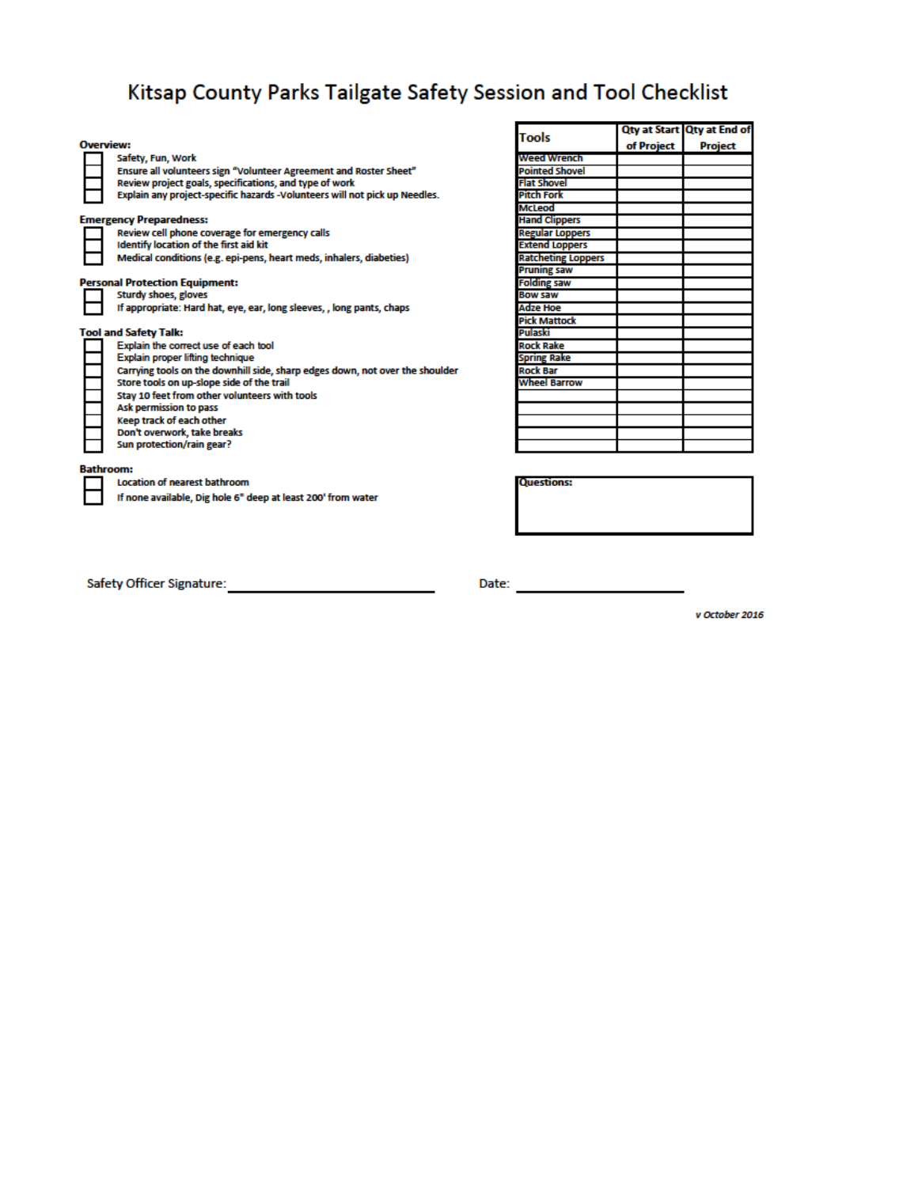# Kitsap County Parks Tailgate Safety Session and Tool Checklist

**Overview:**

- ☐ Safety, Fun, Work
- ☐ Ensure all volunteers sign "Volunteer Agreement and Roster Sheet"
- ☐ Review project goals, specifications, and type of work
- ☐ Explain any project-specific hazards -Volunteers will not pick up Needles.

**Emergency Preparedness:**

- ☐ Review cell phone coverage for emergency calls
- ☐ Identify location of the first aid kit
- ☐ Medical conditions (e.g. epi-pens, heart meds, inhalers, diabeties)

**Personal Protection Equipment:**

- ☐ Sturdy shoes, gloves
- ☐ If appropriate: Hard hat, eye, ear, long sleeves, , long pants, chaps

**Tool and Safety Talk:**

- ☐ Explain the correct use of each tool
- ☐ Explain proper lifting technique
- ☐ Carrying tools on the downhill side, sharp edges down, not over the shoulder
- ☐ Store tools on up-slope side of the trail
- ☐ Stay 10 feet from other volunteers with tools
- ☐ Ask permission to pass
- ☐ Keep track of each other
- ☐ Don't overwork, take breaks
- ☐ Sun protection/rain gear?

**Bathroom:**

- ☐ Location of nearest bathroom
- ☐ If none available, Dig hole 6" deep at least 200' from water

| Tools | Qty at Start of Project | Qty at End of Project |
|---|---|---|
| Weed Wrench | | |
| Pointed Shovel | | |
| Flat Shovel | | |
| Pitch Fork | | |
| McLeod | | |
| Hand Clippers | | |
| Regular Loppers | | |
| Extend Loppers | | |
| Ratcheting Loppers | | |
| Pruning saw | | |
| Folding saw | | |
| Bow saw | | |
| Adze Hoe | | |
| Pick Mattock | | |
| Pulaski | | |
| Rock Rake | | |
| Spring Rake | | |
| Rock Bar | | |
| Wheel Barrow | | |
| | | |
| | | |
| | | |
| | | |
| | | |

**Questions:**

Safety Officer Signature: ______________________ Date: ____________________

*v October 2016*